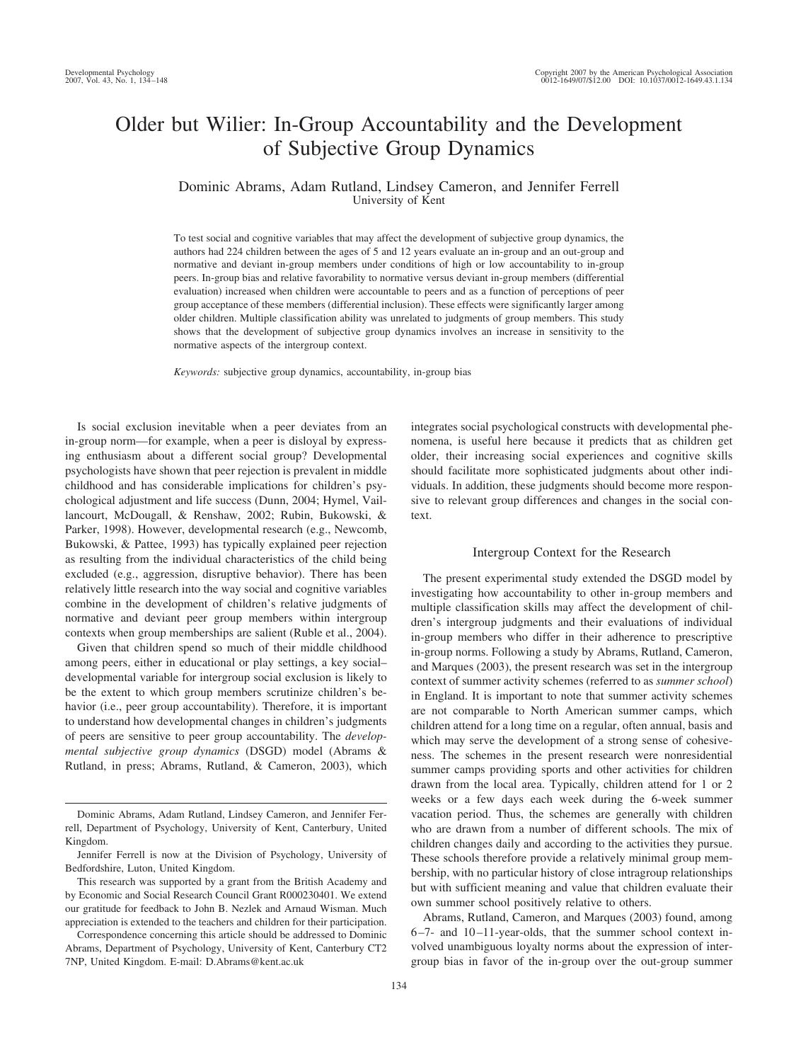# Older but Wilier: In-Group Accountability and the Development of Subjective Group Dynamics

Dominic Abrams, Adam Rutland, Lindsey Cameron, and Jennifer Ferrell
University of Kent

To test social and cognitive variables that may affect the development of subjective group dynamics, the authors had 224 children between the ages of 5 and 12 years evaluate an in-group and an out-group and normative and deviant in-group members under conditions of high or low accountability to in-group peers. In-group bias and relative favorability to normative versus deviant in-group members (differential evaluation) increased when children were accountable to peers and as a function of perceptions of peer group acceptance of these members (differential inclusion). These effects were significantly larger among older children. Multiple classification ability was unrelated to judgments of group members. This study shows that the development of subjective group dynamics involves an increase in sensitivity to the normative aspects of the intergroup context.

*Keywords:* subjective group dynamics, accountability, in-group bias

Is social exclusion inevitable when a peer deviates from an in-group norm—for example, when a peer is disloyal by expressing enthusiasm about a different social group? Developmental psychologists have shown that peer rejection is prevalent in middle childhood and has considerable implications for children's psychological adjustment and life success (Dunn, 2004; Hymel, Vaillancourt, McDougall, & Renshaw, 2002; Rubin, Bukowski, & Parker, 1998). However, developmental research (e.g., Newcomb, Bukowski, & Pattee, 1993) has typically explained peer rejection as resulting from the individual characteristics of the child being excluded (e.g., aggression, disruptive behavior). There has been relatively little research into the way social and cognitive variables combine in the development of children's relative judgments of normative and deviant peer group members within intergroup contexts when group memberships are salient (Ruble et al., 2004).

Given that children spend so much of their middle childhood among peers, either in educational or play settings, a key social–developmental variable for intergroup social exclusion is likely to be the extent to which group members scrutinize children's behavior (i.e., peer group accountability). Therefore, it is important to understand how developmental changes in children's judgments of peers are sensitive to peer group accountability. The *developmental subjective group dynamics* (DSGD) model (Abrams & Rutland, in press; Abrams, Rutland, & Cameron, 2003), which integrates social psychological constructs with developmental phenomena, is useful here because it predicts that as children get older, their increasing social experiences and cognitive skills should facilitate more sophisticated judgments about other individuals. In addition, these judgments should become more responsive to relevant group differences and changes in the social context.

## Intergroup Context for the Research

The present experimental study extended the DSGD model by investigating how accountability to other in-group members and multiple classification skills may affect the development of children's intergroup judgments and their evaluations of individual in-group members who differ in their adherence to prescriptive in-group norms. Following a study by Abrams, Rutland, Cameron, and Marques (2003), the present research was set in the intergroup context of summer activity schemes (referred to as *summer school*) in England. It is important to note that summer activity schemes are not comparable to North American summer camps, which children attend for a long time on a regular, often annual, basis and which may serve the development of a strong sense of cohesiveness. The schemes in the present research were nonresidential summer camps providing sports and other activities for children drawn from the local area. Typically, children attend for 1 or 2 weeks or a few days each week during the 6-week summer vacation period. Thus, the schemes are generally with children who are drawn from a number of different schools. The mix of children changes daily and according to the activities they pursue. These schools therefore provide a relatively minimal group membership, with no particular history of close intragroup relationships but with sufficient meaning and value that children evaluate their own summer school positively relative to others.

Abrams, Rutland, Cameron, and Marques (2003) found, among 6–7- and 10–11-year-olds, that the summer school context involved unambiguous loyalty norms about the expression of intergroup bias in favor of the in-group over the out-group summer

---

Dominic Abrams, Adam Rutland, Lindsey Cameron, and Jennifer Ferrell, Department of Psychology, University of Kent, Canterbury, United Kingdom.

Jennifer Ferrell is now at the Division of Psychology, University of Bedfordshire, Luton, United Kingdom.

This research was supported by a grant from the British Academy and by Economic and Social Research Council Grant R000230401. We extend our gratitude for feedback to John B. Nezlek and Arnaud Wisman. Much appreciation is extended to the teachers and children for their participation.

Correspondence concerning this article should be addressed to Dominic Abrams, Department of Psychology, University of Kent, Canterbury CT2 7NP, United Kingdom. E-mail: D.Abrams@kent.ac.uk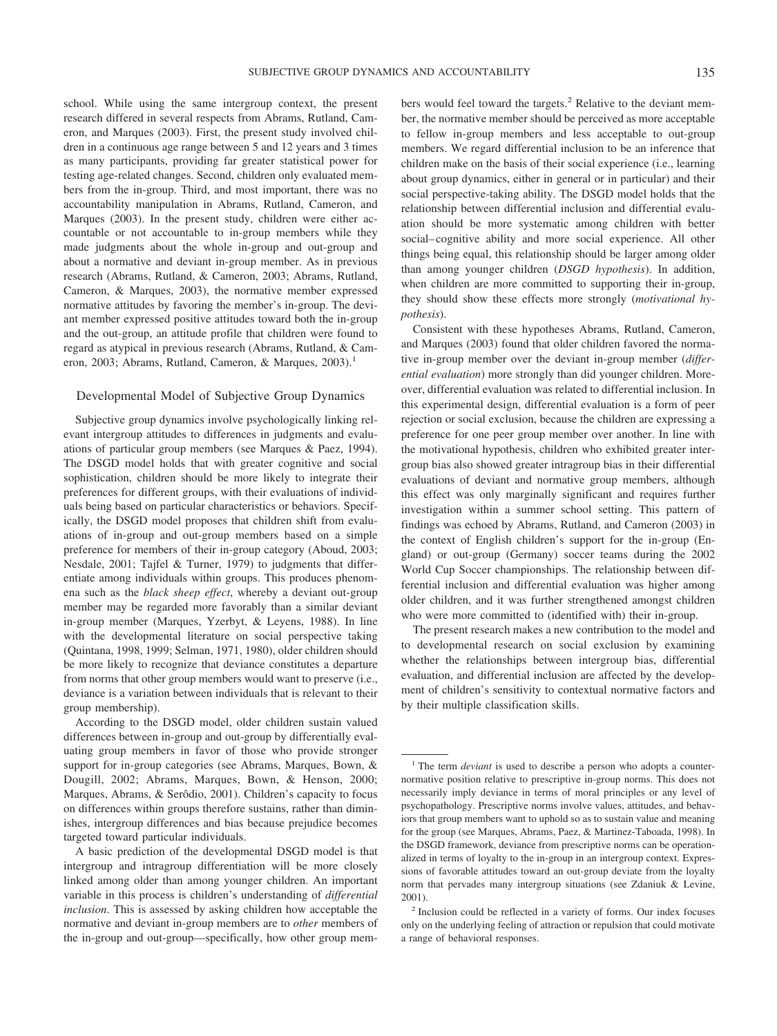school. While using the same intergroup context, the present research differed in several respects from Abrams, Rutland, Cameron, and Marques (2003). First, the present study involved children in a continuous age range between 5 and 12 years and 3 times as many participants, providing far greater statistical power for testing age-related changes. Second, children only evaluated members from the in-group. Third, and most important, there was no accountability manipulation in Abrams, Rutland, Cameron, and Marques (2003). In the present study, children were either accountable or not accountable to in-group members while they made judgments about the whole in-group and out-group and about a normative and deviant in-group member. As in previous research (Abrams, Rutland, & Cameron, 2003; Abrams, Rutland, Cameron, & Marques, 2003), the normative member expressed normative attitudes by favoring the member's in-group. The deviant member expressed positive attitudes toward both the in-group and the out-group, an attitude profile that children were found to regard as atypical in previous research (Abrams, Rutland, & Cameron, 2003; Abrams, Rutland, Cameron, & Marques, 2003).[1]

## Developmental Model of Subjective Group Dynamics

Subjective group dynamics involve psychologically linking relevant intergroup attitudes to differences in judgments and evaluations of particular group members (see Marques & Paez, 1994). The DSGD model holds that with greater cognitive and social sophistication, children should be more likely to integrate their preferences for different groups, with their evaluations of individuals being based on particular characteristics or behaviors. Specifically, the DSGD model proposes that children shift from evaluations of in-group and out-group members based on a simple preference for members of their in-group category (Aboud, 2003; Nesdale, 2001; Tajfel & Turner, 1979) to judgments that differentiate among individuals within groups. This produces phenomena such as the *black sheep effect*, whereby a deviant out-group member may be regarded more favorably than a similar deviant in-group member (Marques, Yzerbyt, & Leyens, 1988). In line with the developmental literature on social perspective taking (Quintana, 1998, 1999; Selman, 1971, 1980), older children should be more likely to recognize that deviance constitutes a departure from norms that other group members would want to preserve (i.e., deviance is a variation between individuals that is relevant to their group membership).

According to the DSGD model, older children sustain valued differences between in-group and out-group by differentially evaluating group members in favor of those who provide stronger support for in-group categories (see Abrams, Marques, Bown, & Dougill, 2002; Abrams, Marques, Bown, & Henson, 2000; Marques, Abrams, & Serôdio, 2001). Children's capacity to focus on differences within groups therefore sustains, rather than diminishes, intergroup differences and bias because prejudice becomes targeted toward particular individuals.

A basic prediction of the developmental DSGD model is that intergroup and intragroup differentiation will be more closely linked among older than among younger children. An important variable in this process is children's understanding of *differential inclusion*. This is assessed by asking children how acceptable the normative and deviant in-group members are to *other* members of the in-group and out-group—specifically, how other group members would feel toward the targets.[2] Relative to the deviant member, the normative member should be perceived as more acceptable to fellow in-group members and less acceptable to out-group members. We regard differential inclusion to be an inference that children make on the basis of their social experience (i.e., learning about group dynamics, either in general or in particular) and their social perspective-taking ability. The DSGD model holds that the relationship between differential inclusion and differential evaluation should be more systematic among children with better social–cognitive ability and more social experience. All other things being equal, this relationship should be larger among older than among younger children (*DSGD hypothesis*). In addition, when children are more committed to supporting their in-group, they should show these effects more strongly (*motivational hypothesis*).

Consistent with these hypotheses Abrams, Rutland, Cameron, and Marques (2003) found that older children favored the normative in-group member over the deviant in-group member (*differential evaluation*) more strongly than did younger children. Moreover, differential evaluation was related to differential inclusion. In this experimental design, differential evaluation is a form of peer rejection or social exclusion, because the children are expressing a preference for one peer group member over another. In line with the motivational hypothesis, children who exhibited greater intergroup bias also showed greater intragroup bias in their differential evaluations of deviant and normative group members, although this effect was only marginally significant and requires further investigation within a summer school setting. This pattern of findings was echoed by Abrams, Rutland, and Cameron (2003) in the context of English children's support for the in-group (England) or out-group (Germany) soccer teams during the 2002 World Cup Soccer championships. The relationship between differential inclusion and differential evaluation was higher among older children, and it was further strengthened amongst children who were more committed to (identified with) their in-group.

The present research makes a new contribution to the model and to developmental research on social exclusion by examining whether the relationships between intergroup bias, differential evaluation, and differential inclusion are affected by the development of children's sensitivity to contextual normative factors and by their multiple classification skills.

---

[1] The term *deviant* is used to describe a person who adopts a counternormative position relative to prescriptive in-group norms. This does not necessarily imply deviance in terms of moral principles or any level of psychopathology. Prescriptive norms involve values, attitudes, and behaviors that group members want to uphold so as to sustain value and meaning for the group (see Marques, Abrams, Paez, & Martinez-Taboada, 1998). In the DSGD framework, deviance from prescriptive norms can be operationalized in terms of loyalty to the in-group in an intergroup context. Expressions of favorable attitudes toward an out-group deviate from the loyalty norm that pervades many intergroup situations (see Zdaniuk & Levine, 2001).

[2] Inclusion could be reflected in a variety of forms. Our index focuses only on the underlying feeling of attraction or repulsion that could motivate a range of behavioral responses.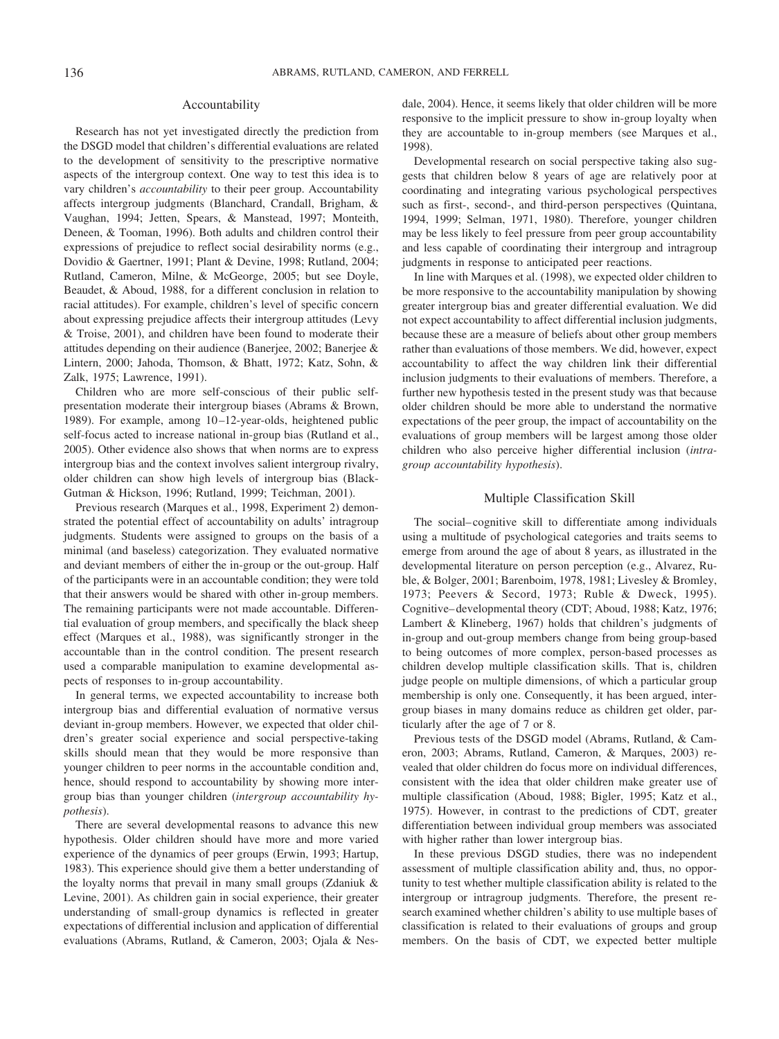## Accountability

Research has not yet investigated directly the prediction from the DSGD model that children's differential evaluations are related to the development of sensitivity to the prescriptive normative aspects of the intergroup context. One way to test this idea is to vary children's *accountability* to their peer group. Accountability affects intergroup judgments (Blanchard, Crandall, Brigham, & Vaughan, 1994; Jetten, Spears, & Manstead, 1997; Monteith, Deneen, & Tooman, 1996). Both adults and children control their expressions of prejudice to reflect social desirability norms (e.g., Dovidio & Gaertner, 1991; Plant & Devine, 1998; Rutland, 2004; Rutland, Cameron, Milne, & McGeorge, 2005; but see Doyle, Beaudet, & Aboud, 1988, for a different conclusion in relation to racial attitudes). For example, children's level of specific concern about expressing prejudice affects their intergroup attitudes (Levy & Troise, 2001), and children have been found to moderate their attitudes depending on their audience (Banerjee, 2002; Banerjee & Lintern, 2000; Jahoda, Thomson, & Bhatt, 1972; Katz, Sohn, & Zalk, 1975; Lawrence, 1991).

Children who are more self-conscious of their public self-presentation moderate their intergroup biases (Abrams & Brown, 1989). For example, among 10–12-year-olds, heightened public self-focus acted to increase national in-group bias (Rutland et al., 2005). Other evidence also shows that when norms are to express intergroup bias and the context involves salient intergroup rivalry, older children can show high levels of intergroup bias (Black-Gutman & Hickson, 1996; Rutland, 1999; Teichman, 2001).

Previous research (Marques et al., 1998, Experiment 2) demonstrated the potential effect of accountability on adults' intragroup judgments. Students were assigned to groups on the basis of a minimal (and baseless) categorization. They evaluated normative and deviant members of either the in-group or the out-group. Half of the participants were in an accountable condition; they were told that their answers would be shared with other in-group members. The remaining participants were not made accountable. Differential evaluation of group members, and specifically the black sheep effect (Marques et al., 1988), was significantly stronger in the accountable than in the control condition. The present research used a comparable manipulation to examine developmental aspects of responses to in-group accountability.

In general terms, we expected accountability to increase both intergroup bias and differential evaluation of normative versus deviant in-group members. However, we expected that older children's greater social experience and social perspective-taking skills should mean that they would be more responsive than younger children to peer norms in the accountable condition and, hence, should respond to accountability by showing more intergroup bias than younger children (*intergroup accountability hypothesis*).

There are several developmental reasons to advance this new hypothesis. Older children should have more and more varied experience of the dynamics of peer groups (Erwin, 1993; Hartup, 1983). This experience should give them a better understanding of the loyalty norms that prevail in many small groups (Zdaniuk & Levine, 2001). As children gain in social experience, their greater understanding of small-group dynamics is reflected in greater expectations of differential inclusion and application of differential evaluations (Abrams, Rutland, & Cameron, 2003; Ojala & Nesdale, 2004). Hence, it seems likely that older children will be more responsive to the implicit pressure to show in-group loyalty when they are accountable to in-group members (see Marques et al., 1998).

Developmental research on social perspective taking also suggests that children below 8 years of age are relatively poor at coordinating and integrating various psychological perspectives such as first-, second-, and third-person perspectives (Quintana, 1994, 1999; Selman, 1971, 1980). Therefore, younger children may be less likely to feel pressure from peer group accountability and less capable of coordinating their intergroup and intragroup judgments in response to anticipated peer reactions.

In line with Marques et al. (1998), we expected older children to be more responsive to the accountability manipulation by showing greater intergroup bias and greater differential evaluation. We did not expect accountability to affect differential inclusion judgments, because these are a measure of beliefs about other group members rather than evaluations of those members. We did, however, expect accountability to affect the way children link their differential inclusion judgments to their evaluations of members. Therefore, a further new hypothesis tested in the present study was that because older children should be more able to understand the normative expectations of the peer group, the impact of accountability on the evaluations of group members will be largest among those older children who also perceive higher differential inclusion (*intragroup accountability hypothesis*).

## Multiple Classification Skill

The social–cognitive skill to differentiate among individuals using a multitude of psychological categories and traits seems to emerge from around the age of about 8 years, as illustrated in the developmental literature on person perception (e.g., Alvarez, Ruble, & Bolger, 2001; Barenboim, 1978, 1981; Livesley & Bromley, 1973; Peevers & Secord, 1973; Ruble & Dweck, 1995). Cognitive–developmental theory (CDT; Aboud, 1988; Katz, 1976; Lambert & Klineberg, 1967) holds that children's judgments of in-group and out-group members change from being group-based to being outcomes of more complex, person-based processes as children develop multiple classification skills. That is, children judge people on multiple dimensions, of which a particular group membership is only one. Consequently, it has been argued, intergroup biases in many domains reduce as children get older, particularly after the age of 7 or 8.

Previous tests of the DSGD model (Abrams, Rutland, & Cameron, 2003; Abrams, Rutland, Cameron, & Marques, 2003) revealed that older children do focus more on individual differences, consistent with the idea that older children make greater use of multiple classification (Aboud, 1988; Bigler, 1995; Katz et al., 1975). However, in contrast to the predictions of CDT, greater differentiation between individual group members was associated with higher rather than lower intergroup bias.

In these previous DSGD studies, there was no independent assessment of multiple classification ability and, thus, no opportunity to test whether multiple classification ability is related to the intergroup or intragroup judgments. Therefore, the present research examined whether children's ability to use multiple bases of classification is related to their evaluations of groups and group members. On the basis of CDT, we expected better multiple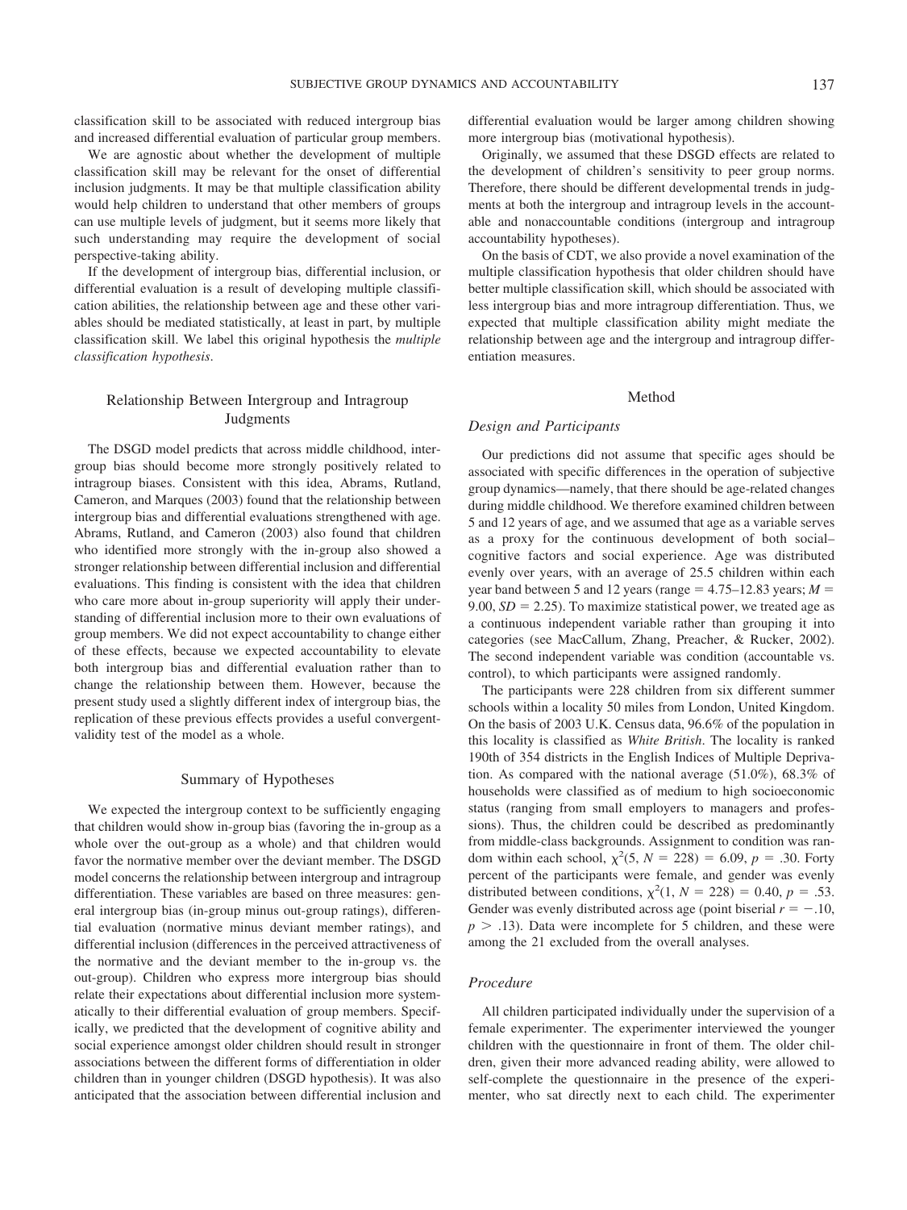classification skill to be associated with reduced intergroup bias and increased differential evaluation of particular group members.

We are agnostic about whether the development of multiple classification skill may be relevant for the onset of differential inclusion judgments. It may be that multiple classification ability would help children to understand that other members of groups can use multiple levels of judgment, but it seems more likely that such understanding may require the development of social perspective-taking ability.

If the development of intergroup bias, differential inclusion, or differential evaluation is a result of developing multiple classification abilities, the relationship between age and these other variables should be mediated statistically, at least in part, by multiple classification skill. We label this original hypothesis the *multiple classification hypothesis*.

## Relationship Between Intergroup and Intragroup Judgments

The DSGD model predicts that across middle childhood, intergroup bias should become more strongly positively related to intragroup biases. Consistent with this idea, Abrams, Rutland, Cameron, and Marques (2003) found that the relationship between intergroup bias and differential evaluations strengthened with age. Abrams, Rutland, and Cameron (2003) also found that children who identified more strongly with the in-group also showed a stronger relationship between differential inclusion and differential evaluations. This finding is consistent with the idea that children who care more about in-group superiority will apply their understanding of differential inclusion more to their own evaluations of group members. We did not expect accountability to change either of these effects, because we expected accountability to elevate both intergroup bias and differential evaluation rather than to change the relationship between them. However, because the present study used a slightly different index of intergroup bias, the replication of these previous effects provides a useful convergent-validity test of the model as a whole.

## Summary of Hypotheses

We expected the intergroup context to be sufficiently engaging that children would show in-group bias (favoring the in-group as a whole over the out-group as a whole) and that children would favor the normative member over the deviant member. The DSGD model concerns the relationship between intergroup and intragroup differentiation. These variables are based on three measures: general intergroup bias (in-group minus out-group ratings), differential evaluation (normative minus deviant member ratings), and differential inclusion (differences in the perceived attractiveness of the normative and the deviant member to the in-group vs. the out-group). Children who express more intergroup bias should relate their expectations about differential inclusion more systematically to their differential evaluation of group members. Specifically, we predicted that the development of cognitive ability and social experience amongst older children should result in stronger associations between the different forms of differentiation in older children than in younger children (DSGD hypothesis). It was also anticipated that the association between differential inclusion and differential evaluation would be larger among children showing more intergroup bias (motivational hypothesis).

Originally, we assumed that these DSGD effects are related to the development of children's sensitivity to peer group norms. Therefore, there should be different developmental trends in judgments at both the intergroup and intragroup levels in the accountable and nonaccountable conditions (intergroup and intragroup accountability hypotheses).

On the basis of CDT, we also provide a novel examination of the multiple classification hypothesis that older children should have better multiple classification skill, which should be associated with less intergroup bias and more intragroup differentiation. Thus, we expected that multiple classification ability might mediate the relationship between age and the intergroup and intragroup differentiation measures.

## Method

### Design and Participants

Our predictions did not assume that specific ages should be associated with specific differences in the operation of subjective group dynamics—namely, that there should be age-related changes during middle childhood. We therefore examined children between 5 and 12 years of age, and we assumed that age as a variable serves as a proxy for the continuous development of both social–cognitive factors and social experience. Age was distributed evenly over years, with an average of 25.5 children within each year band between 5 and 12 years (range = 4.75–12.83 years; $M = 9.00$, $SD = 2.25$). To maximize statistical power, we treated age as a continuous independent variable rather than grouping it into categories (see MacCallum, Zhang, Preacher, & Rucker, 2002). The second independent variable was condition (accountable vs. control), to which participants were assigned randomly.

The participants were 228 children from six different summer schools within a locality 50 miles from London, United Kingdom. On the basis of 2003 U.K. Census data, 96.6% of the population in this locality is classified as *White British*. The locality is ranked 190th of 354 districts in the English Indices of Multiple Deprivation. As compared with the national average (51.0%), 68.3% of households were classified as of medium to high socioeconomic status (ranging from small employers to managers and professions). Thus, the children could be described as predominantly from middle-class backgrounds. Assignment to condition was random within each school, $\chi^2(5, N = 228) = 6.09$, $p = .30$. Forty percent of the participants were female, and gender was evenly distributed between conditions, $\chi^2(1, N = 228) = 0.40$, $p = .53$. Gender was evenly distributed across age (point biserial $r = -.10$, $p > .13$). Data were incomplete for 5 children, and these were among the 21 excluded from the overall analyses.

### Procedure

All children participated individually under the supervision of a female experimenter. The experimenter interviewed the younger children with the questionnaire in front of them. The older children, given their more advanced reading ability, were allowed to self-complete the questionnaire in the presence of the experimenter, who sat directly next to each child. The experimenter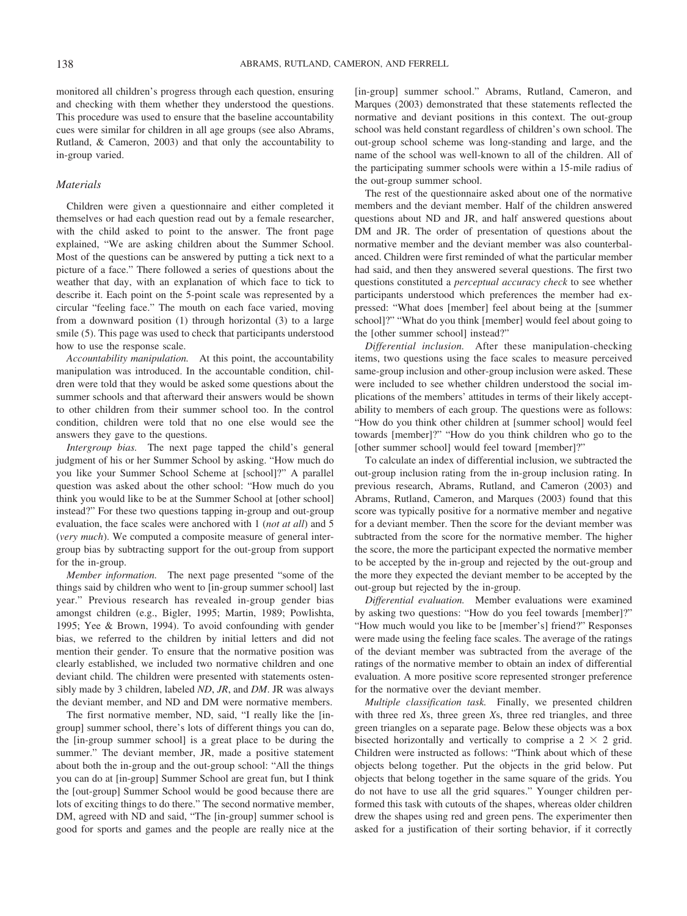monitored all children's progress through each question, ensuring and checking with them whether they understood the questions. This procedure was used to ensure that the baseline accountability cues were similar for children in all age groups (see also Abrams, Rutland, & Cameron, 2003) and that only the accountability to in-group varied.

### Materials

Children were given a questionnaire and either completed it themselves or had each question read out by a female researcher, with the child asked to point to the answer. The front page explained, "We are asking children about the Summer School. Most of the questions can be answered by putting a tick next to a picture of a face." There followed a series of questions about the weather that day, with an explanation of which face to tick to describe it. Each point on the 5-point scale was represented by a circular "feeling face." The mouth on each face varied, moving from a downward position (1) through horizontal (3) to a large smile (5). This page was used to check that participants understood how to use the response scale.

*Accountability manipulation.* At this point, the accountability manipulation was introduced. In the accountable condition, children were told that they would be asked some questions about the summer schools and that afterward their answers would be shown to other children from their summer school too. In the control condition, children were told that no one else would see the answers they gave to the questions.

*Intergroup bias.* The next page tapped the child's general judgment of his or her Summer School by asking. "How much do you like your Summer School Scheme at [school]?" A parallel question was asked about the other school: "How much do you think you would like to be at the Summer School at [other school] instead?" For these two questions tapping in-group and out-group evaluation, the face scales were anchored with 1 (*not at all*) and 5 (*very much*). We computed a composite measure of general intergroup bias by subtracting support for the out-group from support for the in-group.

*Member information.* The next page presented "some of the things said by children who went to [in-group summer school] last year." Previous research has revealed in-group gender bias amongst children (e.g., Bigler, 1995; Martin, 1989; Powlishta, 1995; Yee & Brown, 1994). To avoid confounding with gender bias, we referred to the children by initial letters and did not mention their gender. To ensure that the normative position was clearly established, we included two normative children and one deviant child. The children were presented with statements ostensibly made by 3 children, labeled *ND*, *JR*, and *DM*. JR was always the deviant member, and ND and DM were normative members.

The first normative member, ND, said, "I really like the [in-group] summer school, there's lots of different things you can do, the [in-group summer school] is a great place to be during the summer." The deviant member, JR, made a positive statement about both the in-group and the out-group school: "All the things you can do at [in-group] Summer School are great fun, but I think the [out-group] Summer School would be good because there are lots of exciting things to do there." The second normative member, DM, agreed with ND and said, "The [in-group] summer school is good for sports and games and the people are really nice at the [in-group] summer school." Abrams, Rutland, Cameron, and Marques (2003) demonstrated that these statements reflected the normative and deviant positions in this context. The out-group school was held constant regardless of children's own school. The out-group school scheme was long-standing and large, and the name of the school was well-known to all of the children. All of the participating summer schools were within a 15-mile radius of the out-group summer school.

The rest of the questionnaire asked about one of the normative members and the deviant member. Half of the children answered questions about ND and JR, and half answered questions about DM and JR. The order of presentation of questions about the normative member and the deviant member was also counterbalanced. Children were first reminded of what the particular member had said, and then they answered several questions. The first two questions constituted a *perceptual accuracy check* to see whether participants understood which preferences the member had expressed: "What does [member] feel about being at the [summer school]?" "What do you think [member] would feel about going to the [other summer school] instead?"

*Differential inclusion.* After these manipulation-checking items, two questions using the face scales to measure perceived same-group inclusion and other-group inclusion were asked. These were included to see whether children understood the social implications of the members' attitudes in terms of their likely acceptability to members of each group. The questions were as follows: "How do you think other children at [summer school] would feel towards [member]?" "How do you think children who go to the [other summer school] would feel toward [member]?"

To calculate an index of differential inclusion, we subtracted the out-group inclusion rating from the in-group inclusion rating. In previous research, Abrams, Rutland, and Cameron (2003) and Abrams, Rutland, Cameron, and Marques (2003) found that this score was typically positive for a normative member and negative for a deviant member. Then the score for the deviant member was subtracted from the score for the normative member. The higher the score, the more the participant expected the normative member to be accepted by the in-group and rejected by the out-group and the more they expected the deviant member to be accepted by the out-group but rejected by the in-group.

*Differential evaluation.* Member evaluations were examined by asking two questions: "How do you feel towards [member]?" "How much would you like to be [member's] friend?" Responses were made using the feeling face scales. The average of the ratings of the deviant member was subtracted from the average of the ratings of the normative member to obtain an index of differential evaluation. A more positive score represented stronger preference for the normative over the deviant member.

*Multiple classification task.* Finally, we presented children with three red *X*s, three green *X*s, three red triangles, and three green triangles on a separate page. Below these objects was a box bisected horizontally and vertically to comprise a $2 \times 2$ grid. Children were instructed as follows: "Think about which of these objects belong together. Put the objects in the grid below. Put objects that belong together in the same square of the grids. You do not have to use all the grid squares." Younger children performed this task with cutouts of the shapes, whereas older children drew the shapes using red and green pens. The experimenter then asked for a justification of their sorting behavior, if it correctly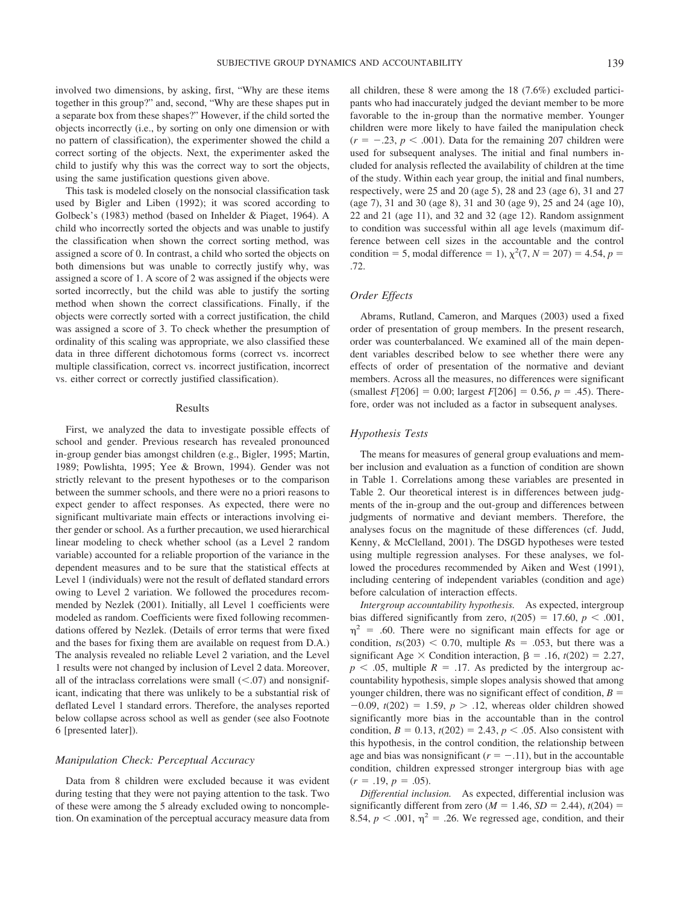involved two dimensions, by asking, first, "Why are these items together in this group?" and, second, "Why are these shapes put in a separate box from these shapes?" However, if the child sorted the objects incorrectly (i.e., by sorting on only one dimension or with no pattern of classification), the experimenter showed the child a correct sorting of the objects. Next, the experimenter asked the child to justify why this was the correct way to sort the objects, using the same justification questions given above.

This task is modeled closely on the nonsocial classification task used by Bigler and Liben (1992); it was scored according to Golbeck's (1983) method (based on Inhelder & Piaget, 1964). A child who incorrectly sorted the objects and was unable to justify the classification when shown the correct sorting method, was assigned a score of 0. In contrast, a child who sorted the objects on both dimensions but was unable to correctly justify why, was assigned a score of 1. A score of 2 was assigned if the objects were sorted incorrectly, but the child was able to justify the sorting method when shown the correct classifications. Finally, if the objects were correctly sorted with a correct justification, the child was assigned a score of 3. To check whether the presumption of ordinality of this scaling was appropriate, we also classified these data in three different dichotomous forms (correct vs. incorrect multiple classification, correct vs. incorrect justification, incorrect vs. either correct or correctly justified classification).

## Results

First, we analyzed the data to investigate possible effects of school and gender. Previous research has revealed pronounced in-group gender bias amongst children (e.g., Bigler, 1995; Martin, 1989; Powlishta, 1995; Yee & Brown, 1994). Gender was not strictly relevant to the present hypotheses or to the comparison between the summer schools, and there were no a priori reasons to expect gender to affect responses. As expected, there were no significant multivariate main effects or interactions involving either gender or school. As a further precaution, we used hierarchical linear modeling to check whether school (as a Level 2 random variable) accounted for a reliable proportion of the variance in the dependent measures and to be sure that the statistical effects at Level 1 (individuals) were not the result of deflated standard errors owing to Level 2 variation. We followed the procedures recommended by Nezlek (2001). Initially, all Level 1 coefficients were modeled as random. Coefficients were fixed following recommendations offered by Nezlek. (Details of error terms that were fixed and the bases for fixing them are available on request from D.A.) The analysis revealed no reliable Level 2 variation, and the Level 1 results were not changed by inclusion of Level 2 data. Moreover, all of the intraclass correlations were small ($<.07$) and nonsignificant, indicating that there was unlikely to be a substantial risk of deflated Level 1 standard errors. Therefore, the analyses reported below collapse across school as well as gender (see also Footnote 6 [presented later]).

### *Manipulation Check: Perceptual Accuracy*

Data from 8 children were excluded because it was evident during testing that they were not paying attention to the task. Two of these were among the 5 already excluded owing to noncompletion. On examination of the perceptual accuracy measure data from all children, these 8 were among the 18 (7.6%) excluded participants who had inaccurately judged the deviant member to be more favorable to the in-group than the normative member. Younger children were more likely to have failed the manipulation check ($r = -.23$, $p < .001$). Data for the remaining 207 children were used for subsequent analyses. The initial and final numbers included for analysis reflected the availability of children at the time of the study. Within each year group, the initial and final numbers, respectively, were 25 and 20 (age 5), 28 and 23 (age 6), 31 and 27 (age 7), 31 and 30 (age 8), 31 and 30 (age 9), 25 and 24 (age 10), 22 and 21 (age 11), and 32 and 32 (age 12). Random assignment to condition was successful within all age levels (maximum difference between cell sizes in the accountable and the control condition = 5, modal difference = 1), $\chi^2(7, N = 207) = 4.54$, $p = .72$.

### *Order Effects*

Abrams, Rutland, Cameron, and Marques (2003) used a fixed order of presentation of group members. In the present research, order was counterbalanced. We examined all of the main dependent variables described below to see whether there were any effects of order of presentation of the normative and deviant members. Across all the measures, no differences were significant (smallest $F[206] = 0.00$; largest $F[206] = 0.56$, $p = .45$). Therefore, order was not included as a factor in subsequent analyses.

### *Hypothesis Tests*

The means for measures of general group evaluations and member inclusion and evaluation as a function of condition are shown in Table 1. Correlations among these variables are presented in Table 2. Our theoretical interest is in differences between judgments of the in-group and the out-group and differences between judgments of normative and deviant members. Therefore, the analyses focus on the magnitude of these differences (cf. Judd, Kenny, & McClelland, 2001). The DSGD hypotheses were tested using multiple regression analyses. For these analyses, we followed the procedures recommended by Aiken and West (1991), including centering of independent variables (condition and age) before calculation of interaction effects.

*Intergroup accountability hypothesis.* As expected, intergroup bias differed significantly from zero, $t(205) = 17.60$, $p < .001$, $\eta^2 = .60$. There were no significant main effects for age or condition, $t\text{s}(203) < 0.70$, multiple $R\text{s} = .053$, but there was a significant Age × Condition interaction, $\beta = .16$, $t(202) = 2.27$, $p < .05$, multiple $R = .17$. As predicted by the intergroup accountability hypothesis, simple slopes analysis showed that among younger children, there was no significant effect of condition, $B = -0.09$, $t(202) = 1.59$, $p > .12$, whereas older children showed significantly more bias in the accountable than in the control condition, $B = 0.13$, $t(202) = 2.43$, $p < .05$. Also consistent with this hypothesis, in the control condition, the relationship between age and bias was nonsignificant ($r = -.11$), but in the accountable condition, children expressed stronger intergroup bias with age ($r = .19$, $p = .05$).

*Differential inclusion.* As expected, differential inclusion was significantly different from zero ($M = 1.46$, $SD = 2.44$), $t(204) = 8.54$, $p < .001$, $\eta^2 = .26$. We regressed age, condition, and their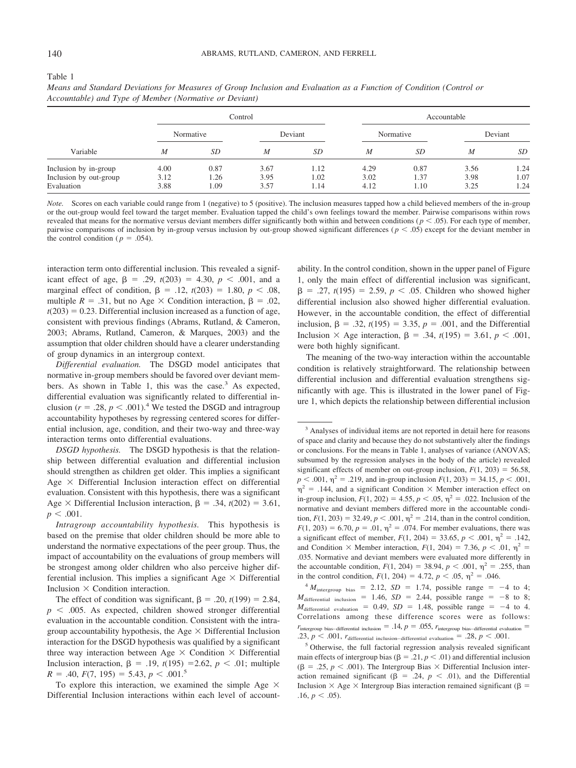Table 1

*Means and Standard Deviations for Measures of Group Inclusion and Evaluation as a Function of Condition (Control or Accountable) and Type of Member (Normative or Deviant)*

| Variable | Control | | | | Accountable | | | |
|---|---|---|---|---|---|---|---|---|
| | Normative | | Deviant | | Normative | | Deviant | |
| | *M* | *SD* | *M* | *SD* | *M* | *SD* | *M* | *SD* |
| Inclusion by in-group | 4.00 | 0.87 | 3.67 | 1.12 | 4.29 | 0.87 | 3.56 | 1.24 |
| Inclusion by out-group | 3.12 | 1.26 | 3.95 | 1.02 | 3.02 | 1.37 | 3.98 | 1.07 |
| Evaluation | 3.88 | 1.09 | 3.57 | 1.14 | 4.12 | 1.10 | 3.25 | 1.24 |

*Note.* Scores on each variable could range from 1 (negative) to 5 (positive). The inclusion measures tapped how a child believed members of the in-group or the out-group would feel toward the target member. Evaluation tapped the child's own feelings toward the member. Pairwise comparisons within rows revealed that means for the normative versus deviant members differ significantly both within and between conditions ($p < .05$). For each type of member, pairwise comparisons of inclusion by in-group versus inclusion by out-group showed significant differences ($p < .05$) except for the deviant member in the control condition ($p = .054$).

interaction term onto differential inclusion. This revealed a significant effect of age, $\beta = .29$, $t(203) = 4.30$, $p < .001$, and a marginal effect of condition, $\beta = .12$, $t(203) = 1.80$, $p < .08$, multiple $R = .31$, but no Age × Condition interaction, $\beta = .02$, $t(203) = 0.23$. Differential inclusion increased as a function of age, consistent with previous findings (Abrams, Rutland, & Cameron, 2003; Abrams, Rutland, Cameron, & Marques, 2003) and the assumption that older children should have a clearer understanding of group dynamics in an intergroup context.

*Differential evaluation.* The DSGD model anticipates that normative in-group members should be favored over deviant members. As shown in Table 1, this was the case.[3] As expected, differential evaluation was significantly related to differential inclusion ($r = .28$, $p < .001$).[4] We tested the DSGD and intragroup accountability hypotheses by regressing centered scores for differential inclusion, age, condition, and their two-way and three-way interaction terms onto differential evaluations.

*DSGD hypothesis.* The DSGD hypothesis is that the relationship between differential evaluation and differential inclusion should strengthen as children get older. This implies a significant Age × Differential Inclusion interaction effect on differential evaluation. Consistent with this hypothesis, there was a significant Age × Differential Inclusion interaction, $\beta = .34$, $t(202) = 3.61$, $p < .001$.

*Intragroup accountability hypothesis.* This hypothesis is based on the premise that older children should be more able to understand the normative expectations of the peer group. Thus, the impact of accountability on the evaluations of group members will be strongest among older children who also perceive higher differential inclusion. This implies a significant Age × Differential Inclusion × Condition interaction.

The effect of condition was significant, $\beta = .20$, $t(199) = 2.84$, $p < .005$. As expected, children showed stronger differential evaluation in the accountable condition. Consistent with the intragroup accountability hypothesis, the Age × Differential Inclusion interaction for the DSGD hypothesis was qualified by a significant three way interaction between Age × Condition × Differential Inclusion interaction, $\beta = .19$, $t(195) = 2.62$, $p < .01$; multiple $R = .40$, $F(7, 195) = 5.43$, $p < .001$.[5]

To explore this interaction, we examined the simple Age × Differential Inclusion interactions within each level of accountability. In the control condition, shown in the upper panel of Figure 1, only the main effect of differential inclusion was significant, $\beta = .27$, $t(195) = 2.59$, $p < .05$. Children who showed higher differential inclusion also showed higher differential evaluation. However, in the accountable condition, the effect of differential inclusion, $\beta = .32$, $t(195) = 3.35$, $p = .001$, and the Differential Inclusion × Age interaction, $\beta = .34$, $t(195) = 3.61$, $p < .001$, were both highly significant.

The meaning of the two-way interaction within the accountable condition is relatively straightforward. The relationship between differential inclusion and differential evaluation strengthens significantly with age. This is illustrated in the lower panel of Figure 1, which depicts the relationship between differential inclusion

---

[3] Analyses of individual items are not reported in detail here for reasons of space and clarity and because they do not substantively alter the findings or conclusions. For the means in Table 1, analyses of variance (ANOVAS; subsumed by the regression analyses in the body of the article) revealed significant effects of member on out-group inclusion, $F(1, 203) = 56.58$, $p < .001$, $\eta^2 = .219$, and in-group inclusion $F(1, 203) = 34.15$, $p < .001$, $\eta^2 = .144$, and a significant Condition × Member interaction effect on in-group inclusion, $F(1, 202) = 4.55$, $p < .05$, $\eta^2 = .022$. Inclusion of the normative and deviant members differed more in the accountable condition, $F(1, 203) = 32.49$, $p < .001$, $\eta^2 = .214$, than in the control condition, $F(1, 203) = 6.70$, $p = .01$, $\eta^2 = .074$. For member evaluations, there was a significant effect of member, $F(1, 204) = 33.65$, $p < .001$, $\eta^2 = .142$, and Condition × Member interaction, $F(1, 204) = 7.36$, $p < .01$, $\eta^2 = .035$. Normative and deviant members were evaluated more differently in the accountable condition, $F(1, 204) = 38.94$, $p < .001$, $\eta^2 = .255$, than in the control condition, $F(1, 204) = 4.72$, $p < .05$, $\eta^2 = .046$.

[4] $M_{\text{intergroup bias}} = 2.12$, $SD = 1.74$, possible range $= -4$ to 4; $M_{\text{differential inclusion}} = 1.46$, $SD = 2.44$, possible range $= -8$ to 8; $M_{\text{differential evaluation}} = 0.49$, $SD = 1.48$, possible range $= -4$ to 4. Correlations among these difference scores were as follows: $r_{\text{intergroup bias–differential inclusion}} = .14$, $p = .055$, $r_{\text{intergroup bias–differential evaluation}} = .23$, $p < .001$, $r_{\text{differential inclusion–differential evaluation}} = .28$, $p < .001$.

[5] Otherwise, the full factorial regression analysis revealed significant main effects of intergroup bias ($\beta = .21$, $p < .01$) and differential inclusion ($\beta = .25$, $p < .001$). The Intergroup Bias × Differential Inclusion interaction remained significant ($\beta = .24$, $p < .01$), and the Differential Inclusion × Age × Intergroup Bias interaction remained significant ($\beta = .16$, $p < .05$).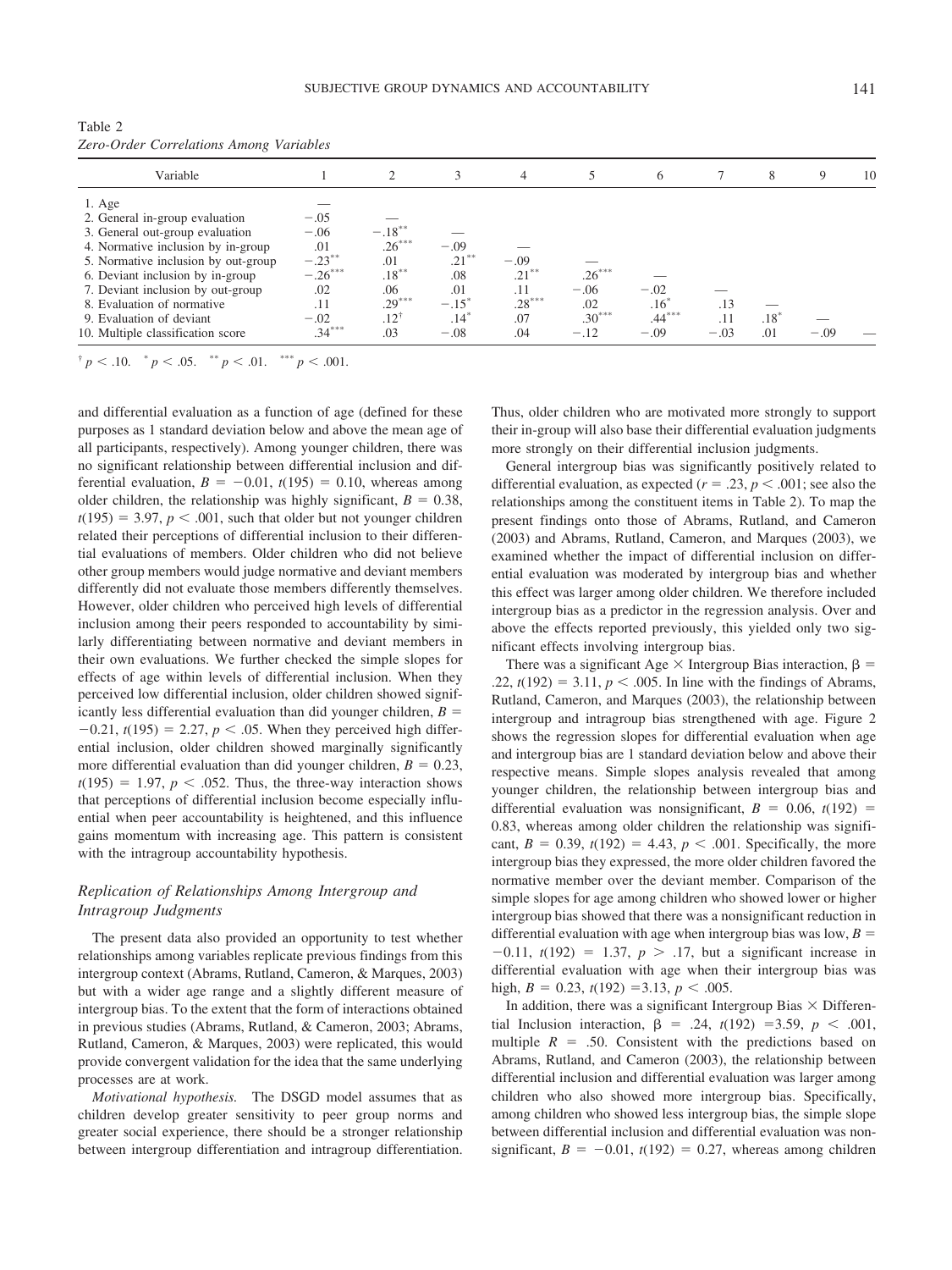Table 2
*Zero-Order Correlations Among Variables*

| Variable | 1 | 2 | 3 | 4 | 5 | 6 | 7 | 8 | 9 | 10 |
|---|---|---|---|---|---|---|---|---|---|---|
| 1. Age | — | | | | | | | | | |
| 2. General in-group evaluation | −.05 | — | | | | | | | | |
| 3. General out-group evaluation | −.06 | −.18** | — | | | | | | | |
| 4. Normative inclusion by in-group | .01 | .26*** | −.09 | — | | | | | | |
| 5. Normative inclusion by out-group | −.23** | .01 | .21** | −.09 | — | | | | | |
| 6. Deviant inclusion by in-group | −.26*** | .18** | .08 | .21** | .26*** | — | | | | |
| 7. Deviant inclusion by out-group | .02 | .06 | .01 | .11 | −.06 | −.02 | — | | | |
| 8. Evaluation of normative | .11 | .29*** | −.15* | .28*** | .02 | .16* | .13 | — | | |
| 9. Evaluation of deviant | −.02 | .12† | .14* | .07 | .30*** | .44*** | .11 | .18* | — | |
| 10. Multiple classification score | .34*** | .03 | −.08 | .04 | −.12 | −.09 | −.03 | .01 | −.09 | — |

† $p < .10$. * $p < .05$. ** $p < .01$. *** $p < .001$.

and differential evaluation as a function of age (defined for these purposes as 1 standard deviation below and above the mean age of all participants, respectively). Among younger children, there was no significant relationship between differential inclusion and differential evaluation, $B = -0.01$, $t(195) = 0.10$, whereas among older children, the relationship was highly significant, $B = 0.38$, $t(195) = 3.97$, $p < .001$, such that older but not younger children related their perceptions of differential inclusion to their differential evaluations of members. Older children who did not believe other group members would judge normative and deviant members differently did not evaluate those members differently themselves. However, older children who perceived high levels of differential inclusion among their peers responded to accountability by similarly differentiating between normative and deviant members in their own evaluations. We further checked the simple slopes for effects of age within levels of differential inclusion. When they perceived low differential inclusion, older children showed significantly less differential evaluation than did younger children, $B = -0.21$, $t(195) = 2.27$, $p < .05$. When they perceived high differential inclusion, older children showed marginally significantly more differential evaluation than did younger children, $B = 0.23$, $t(195) = 1.97$, $p < .052$. Thus, the three-way interaction shows that perceptions of differential inclusion become especially influential when peer accountability is heightened, and this influence gains momentum with increasing age. This pattern is consistent with the intragroup accountability hypothesis.

## *Replication of Relationships Among Intergroup and Intragroup Judgments*

The present data also provided an opportunity to test whether relationships among variables replicate previous findings from this intergroup context (Abrams, Rutland, Cameron, & Marques, 2003) but with a wider age range and a slightly different measure of intergroup bias. To the extent that the form of interactions obtained in previous studies (Abrams, Rutland, & Cameron, 2003; Abrams, Rutland, Cameron, & Marques, 2003) were replicated, this would provide convergent validation for the idea that the same underlying processes are at work.

*Motivational hypothesis.* The DSGD model assumes that as children develop greater sensitivity to peer group norms and greater social experience, there should be a stronger relationship between intergroup differentiation and intragroup differentiation. Thus, older children who are motivated more strongly to support their in-group will also base their differential evaluation judgments more strongly on their differential inclusion judgments.

General intergroup bias was significantly positively related to differential evaluation, as expected ($r = .23$, $p < .001$; see also the relationships among the constituent items in Table 2). To map the present findings onto those of Abrams, Rutland, and Cameron (2003) and Abrams, Rutland, Cameron, and Marques (2003), we examined whether the impact of differential inclusion on differential evaluation was moderated by intergroup bias and whether this effect was larger among older children. We therefore included intergroup bias as a predictor in the regression analysis. Over and above the effects reported previously, this yielded only two significant effects involving intergroup bias.

There was a significant Age × Intergroup Bias interaction, $\beta = .22$, $t(192) = 3.11$, $p < .005$. In line with the findings of Abrams, Rutland, Cameron, and Marques (2003), the relationship between intergroup and intragroup bias strengthened with age. Figure 2 shows the regression slopes for differential evaluation when age and intergroup bias are 1 standard deviation below and above their respective means. Simple slopes analysis revealed that among younger children, the relationship between intergroup bias and differential evaluation was nonsignificant, $B = 0.06$, $t(192) = 0.83$, whereas among older children the relationship was significant, $B = 0.39$, $t(192) = 4.43$, $p < .001$. Specifically, the more intergroup bias they expressed, the more older children favored the normative member over the deviant member. Comparison of the simple slopes for age among children who showed lower or higher intergroup bias showed that there was a nonsignificant reduction in differential evaluation with age when intergroup bias was low, $B = -0.11$, $t(192) = 1.37$, $p > .17$, but a significant increase in differential evaluation with age when their intergroup bias was high, $B = 0.23$, $t(192) = 3.13$, $p < .005$.

In addition, there was a significant Intergroup Bias × Differential Inclusion interaction, $\beta = .24$, $t(192) = 3.59$, $p < .001$, multiple $R = .50$. Consistent with the predictions based on Abrams, Rutland, and Cameron (2003), the relationship between differential inclusion and differential evaluation was larger among children who also showed more intergroup bias. Specifically, among children who showed less intergroup bias, the simple slope between differential inclusion and differential evaluation was nonsignificant, $B = -0.01$, $t(192) = 0.27$, whereas among children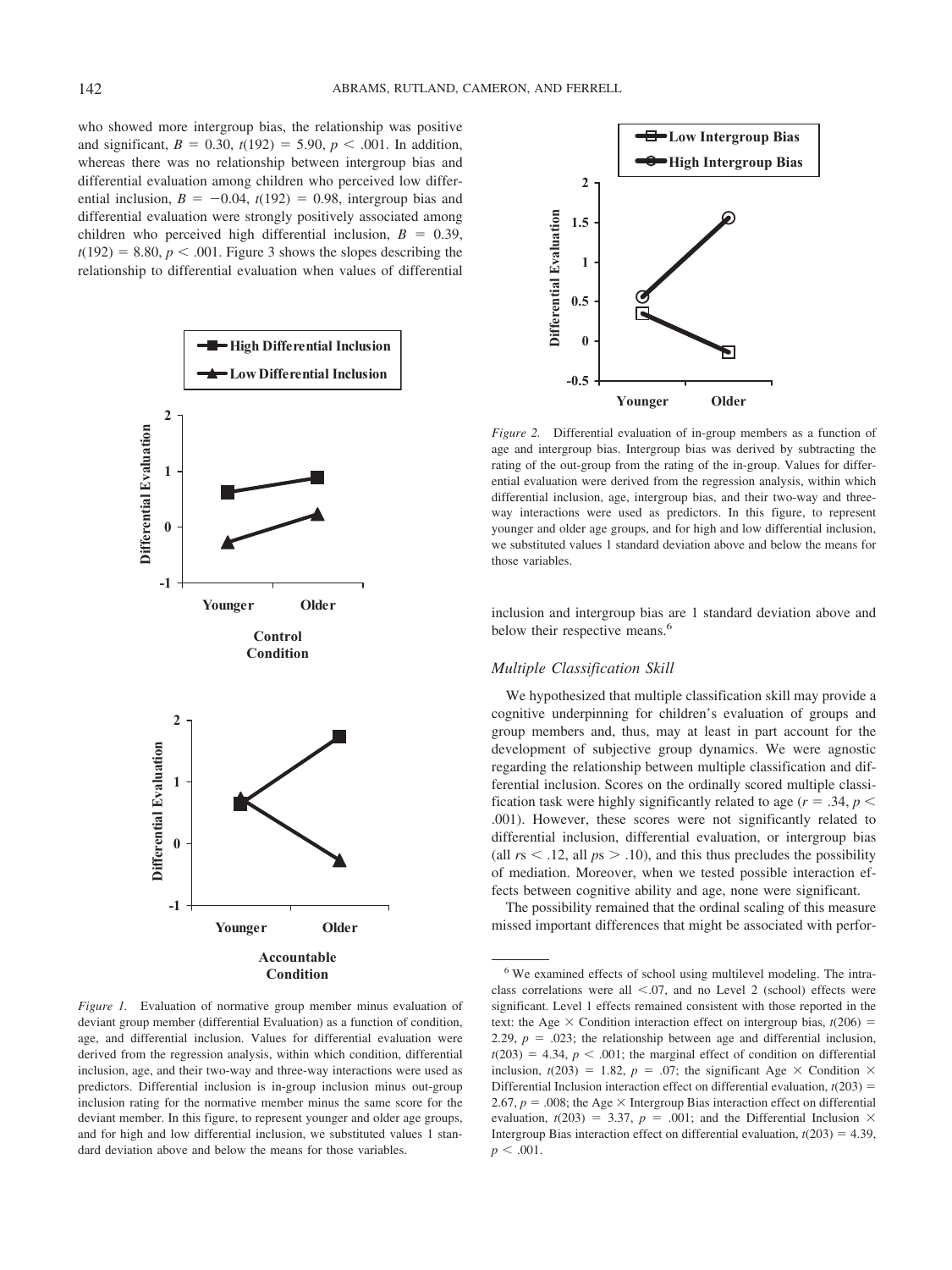who showed more intergroup bias, the relationship was positive and significant, $B = 0.30$, $t(192) = 5.90$, $p < .001$. In addition, whereas there was no relationship between intergroup bias and differential evaluation among children who perceived low differential inclusion, $B = -0.04$, $t(192) = 0.98$, intergroup bias and differential evaluation were strongly positively associated among children who perceived high differential inclusion, $B = 0.39$, $t(192) = 8.80$, $p < .001$. Figure 3 shows the slopes describing the relationship to differential evaluation when values of differential inclusion and intergroup bias are 1 standard deviation above and below their respective means.[6]

*Figure 1.* Evaluation of normative group member minus evaluation of deviant group member (differential Evaluation) as a function of condition, age, and differential inclusion. Values for differential evaluation were derived from the regression analysis, within which condition, differential inclusion, age, and their two-way and three-way interactions were used as predictors. Differential inclusion is in-group inclusion minus out-group inclusion rating for the normative member minus the same score for the deviant member. In this figure, to represent younger and older age groups, and for high and low differential inclusion, we substituted values 1 standard deviation above and below the means for those variables.

*Figure 2.* Differential evaluation of in-group members as a function of age and intergroup bias. Intergroup bias was derived by subtracting the rating of the out-group from the rating of the in-group. Values for differential evaluation were derived from the regression analysis, within which differential inclusion, age, intergroup bias, and their two-way and three-way interactions were used as predictors. In this figure, to represent younger and older age groups, and for high and low differential inclusion, we substituted values 1 standard deviation above and below the means for those variables.

### *Multiple Classification Skill*

We hypothesized that multiple classification skill may provide a cognitive underpinning for children's evaluation of groups and group members and, thus, may at least in part account for the development of subjective group dynamics. We were agnostic regarding the relationship between multiple classification and differential inclusion. Scores on the ordinally scored multiple classification task were highly significantly related to age ($r = .34$, $p < .001$). However, these scores were not significantly related to differential inclusion, differential evaluation, or intergroup bias (all $rs < .12$, all $ps > .10$), and this thus precludes the possibility of mediation. Moreover, when we tested possible interaction effects between cognitive ability and age, none were significant.

The possibility remained that the ordinal scaling of this measure missed important differences that might be associated with perfor-

[6] We examined effects of school using multilevel modeling. The intraclass correlations were all <.07, and no Level 2 (school) effects were significant. Level 1 effects remained consistent with those reported in the text: the Age × Condition interaction effect on intergroup bias, $t(206) = 2.29$, $p = .023$; the relationship between age and differential inclusion, $t(203) = 4.34$, $p < .001$; the marginal effect of condition on differential inclusion, $t(203) = 1.82$, $p = .07$; the significant Age × Condition × Differential Inclusion interaction effect on differential evaluation, $t(203) = 2.67$, $p = .008$; the Age × Intergroup Bias interaction effect on differential evaluation, $t(203) = 3.37$, $p = .001$; and the Differential Inclusion × Intergroup Bias interaction effect on differential evaluation, $t(203) = 4.39$, $p < .001$.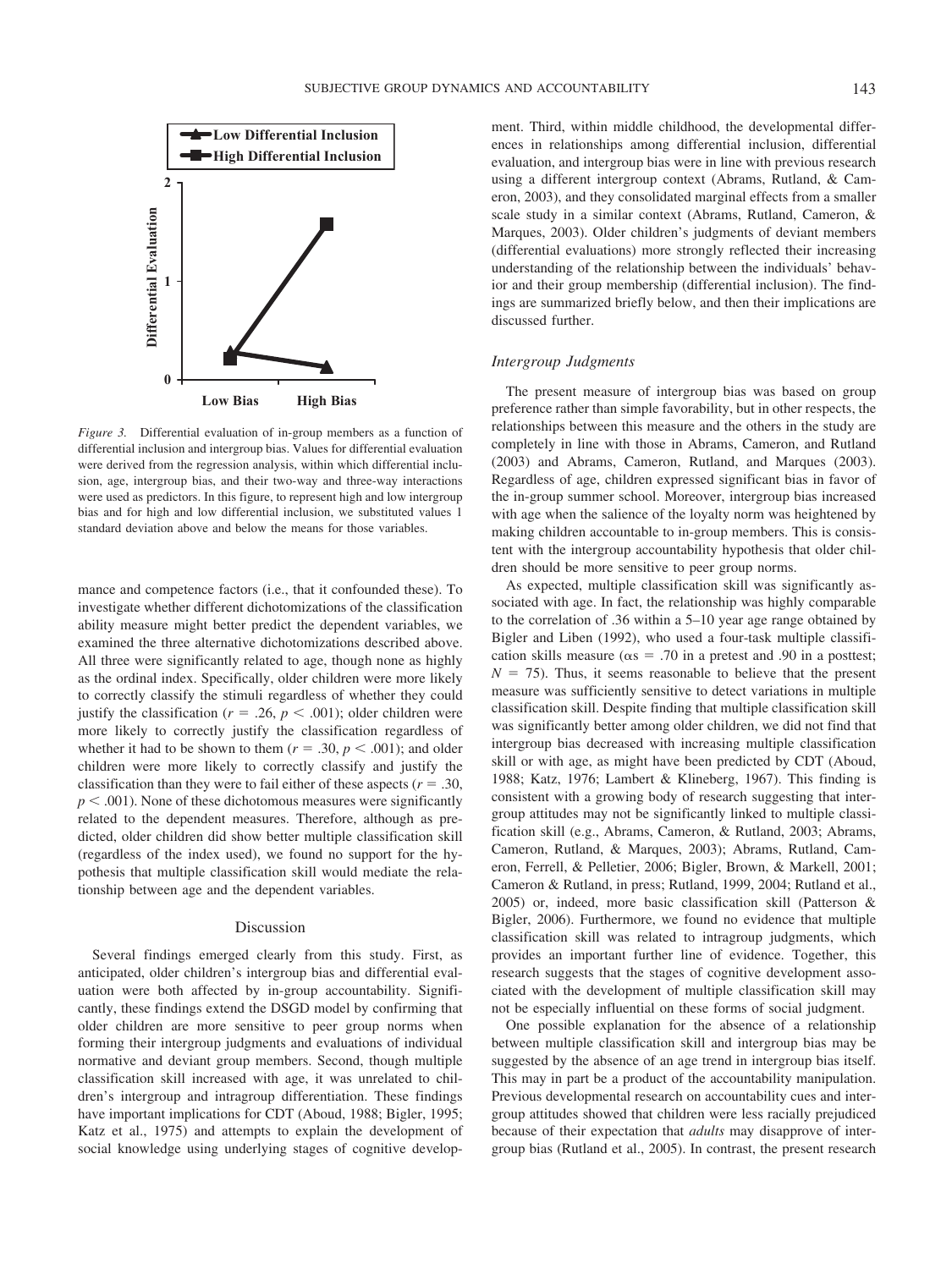Low Differential Inclusion

High Differential Inclusion

Differential Evaluation

2

1

0

Low Bias

High Bias

*Figure 3.* Differential evaluation of in-group members as a function of differential inclusion and intergroup bias. Values for differential evaluation were derived from the regression analysis, within which differential inclusion, age, intergroup bias, and their two-way and three-way interactions were used as predictors. In this figure, to represent high and low intergroup bias and for high and low differential inclusion, we substituted values 1 standard deviation above and below the means for those variables.

mance and competence factors (i.e., that it confounded these). To investigate whether different dichotomizations of the classification ability measure might better predict the dependent variables, we examined the three alternative dichotomizations described above. All three were significantly related to age, though none as highly as the ordinal index. Specifically, older children were more likely to correctly classify the stimuli regardless of whether they could justify the classification ($r = .26$, $p < .001$); older children were more likely to correctly justify the classification regardless of whether it had to be shown to them ($r = .30$, $p < .001$); and older children were more likely to correctly classify and justify the classification than they were to fail either of these aspects ($r = .30$, $p < .001$). None of these dichotomous measures were significantly related to the dependent measures. Therefore, although as predicted, older children did show better multiple classification skill (regardless of the index used), we found no support for the hypothesis that multiple classification skill would mediate the relationship between age and the dependent variables.

## Discussion

Several findings emerged clearly from this study. First, as anticipated, older children's intergroup bias and differential evaluation were both affected by in-group accountability. Significantly, these findings extend the DSGD model by confirming that older children are more sensitive to peer group norms when forming their intergroup judgments and evaluations of individual normative and deviant group members. Second, though multiple classification skill increased with age, it was unrelated to children's intergroup and intragroup differentiation. These findings have important implications for CDT (Aboud, 1988; Bigler, 1995; Katz et al., 1975) and attempts to explain the development of social knowledge using underlying stages of cognitive development. Third, within middle childhood, the developmental differences in relationships among differential inclusion, differential evaluation, and intergroup bias were in line with previous research using a different intergroup context (Abrams, Rutland, & Cameron, 2003), and they consolidated marginal effects from a smaller scale study in a similar context (Abrams, Rutland, Cameron, & Marques, 2003). Older children's judgments of deviant members (differential evaluations) more strongly reflected their increasing understanding of the relationship between the individuals' behavior and their group membership (differential inclusion). The findings are summarized briefly below, and then their implications are discussed further.

### *Intergroup Judgments*

The present measure of intergroup bias was based on group preference rather than simple favorability, but in other respects, the relationships between this measure and the others in the study are completely in line with those in Abrams, Cameron, and Rutland (2003) and Abrams, Cameron, Rutland, and Marques (2003). Regardless of age, children expressed significant bias in favor of the in-group summer school. Moreover, intergroup bias increased with age when the salience of the loyalty norm was heightened by making children accountable to in-group members. This is consistent with the intergroup accountability hypothesis that older children should be more sensitive to peer group norms.

As expected, multiple classification skill was significantly associated with age. In fact, the relationship was highly comparable to the correlation of .36 within a 5–10 year age range obtained by Bigler and Liben (1992), who used a four-task multiple classification skills measure ($\alpha s = .70$ in a pretest and .90 in a posttest; $N = 75$). Thus, it seems reasonable to believe that the present measure was sufficiently sensitive to detect variations in multiple classification skill. Despite finding that multiple classification skill was significantly better among older children, we did not find that intergroup bias decreased with increasing multiple classification skill or with age, as might have been predicted by CDT (Aboud, 1988; Katz, 1976; Lambert & Klineberg, 1967). This finding is consistent with a growing body of research suggesting that intergroup attitudes may not be significantly linked to multiple classification skill (e.g., Abrams, Cameron, & Rutland, 2003; Abrams, Cameron, Rutland, & Marques, 2003); Abrams, Rutland, Cameron, Ferrell, & Pelletier, 2006; Bigler, Brown, & Markell, 2001; Cameron & Rutland, in press; Rutland, 1999, 2004; Rutland et al., 2005) or, indeed, more basic classification skill (Patterson & Bigler, 2006). Furthermore, we found no evidence that multiple classification skill was related to intragroup judgments, which provides an important further line of evidence. Together, this research suggests that the stages of cognitive development associated with the development of multiple classification skill may not be especially influential on these forms of social judgment.

One possible explanation for the absence of a relationship between multiple classification skill and intergroup bias may be suggested by the absence of an age trend in intergroup bias itself. This may in part be a product of the accountability manipulation. Previous developmental research on accountability cues and intergroup attitudes showed that children were less racially prejudiced because of their expectation that *adults* may disapprove of intergroup bias (Rutland et al., 2005). In contrast, the present research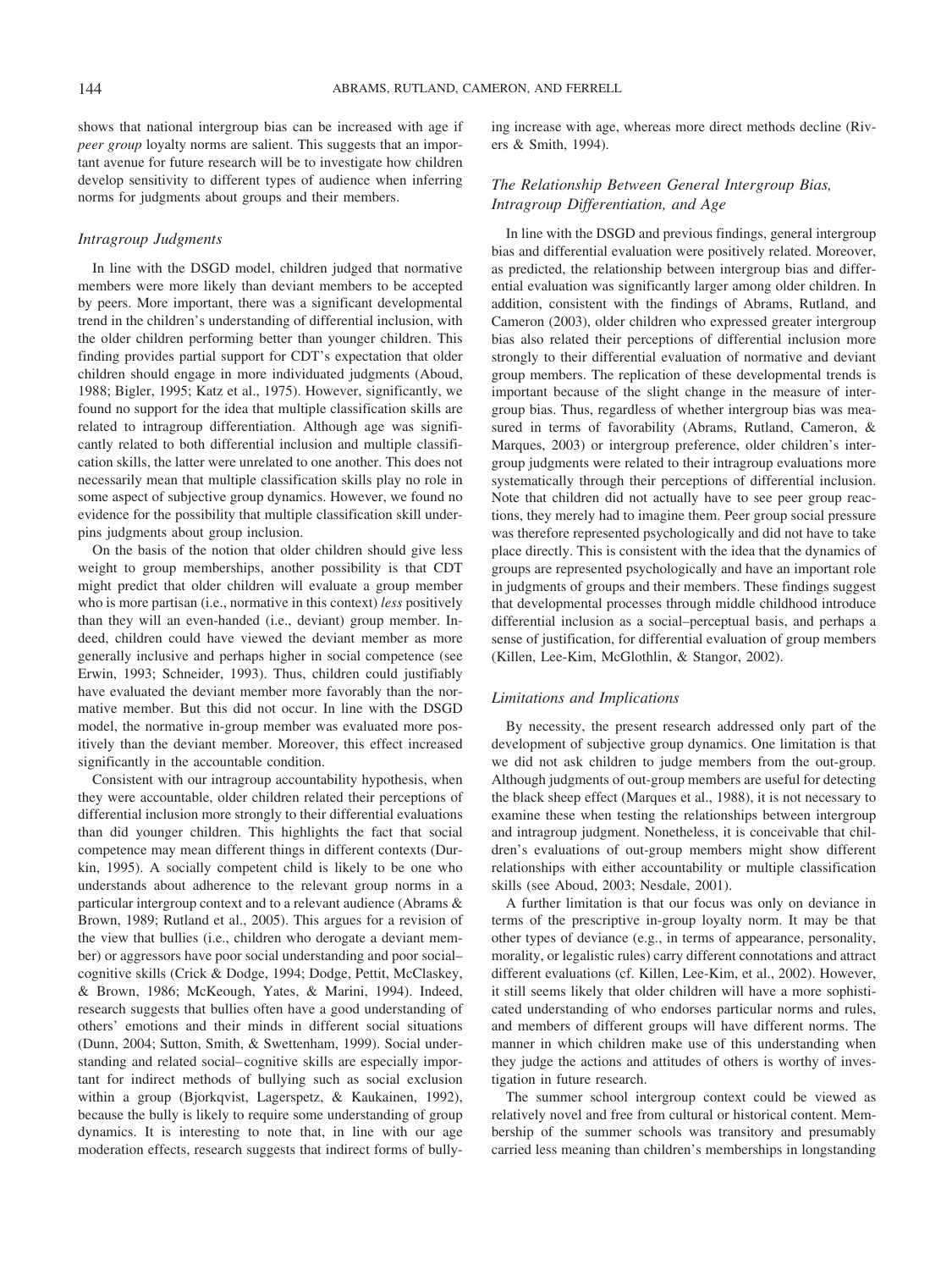shows that national intergroup bias can be increased with age if *peer group* loyalty norms are salient. This suggests that an important avenue for future research will be to investigate how children develop sensitivity to different types of audience when inferring norms for judgments about groups and their members.

### *Intragroup Judgments*

In line with the DSGD model, children judged that normative members were more likely than deviant members to be accepted by peers. More important, there was a significant developmental trend in the children's understanding of differential inclusion, with the older children performing better than younger children. This finding provides partial support for CDT's expectation that older children should engage in more individuated judgments (Aboud, 1988; Bigler, 1995; Katz et al., 1975). However, significantly, we found no support for the idea that multiple classification skills are related to intragroup differentiation. Although age was significantly related to both differential inclusion and multiple classification skills, the latter were unrelated to one another. This does not necessarily mean that multiple classification skills play no role in some aspect of subjective group dynamics. However, we found no evidence for the possibility that multiple classification skill underpins judgments about group inclusion.

On the basis of the notion that older children should give less weight to group memberships, another possibility is that CDT might predict that older children will evaluate a group member who is more partisan (i.e., normative in this context) *less* positively than they will an even-handed (i.e., deviant) group member. Indeed, children could have viewed the deviant member as more generally inclusive and perhaps higher in social competence (see Erwin, 1993; Schneider, 1993). Thus, children could justifiably have evaluated the deviant member more favorably than the normative member. But this did not occur. In line with the DSGD model, the normative in-group member was evaluated more positively than the deviant member. Moreover, this effect increased significantly in the accountable condition.

Consistent with our intragroup accountability hypothesis, when they were accountable, older children related their perceptions of differential inclusion more strongly to their differential evaluations than did younger children. This highlights the fact that social competence may mean different things in different contexts (Durkin, 1995). A socially competent child is likely to be one who understands about adherence to the relevant group norms in a particular intergroup context and to a relevant audience (Abrams & Brown, 1989; Rutland et al., 2005). This argues for a revision of the view that bullies (i.e., children who derogate a deviant member) or aggressors have poor social understanding and poor social–cognitive skills (Crick & Dodge, 1994; Dodge, Pettit, McClaskey, & Brown, 1986; McKeough, Yates, & Marini, 1994). Indeed, research suggests that bullies often have a good understanding of others' emotions and their minds in different social situations (Dunn, 2004; Sutton, Smith, & Swettenham, 1999). Social understanding and related social–cognitive skills are especially important for indirect methods of bullying such as social exclusion within a group (Bjorkqvist, Lagerspetz, & Kaukainen, 1992), because the bully is likely to require some understanding of group dynamics. It is interesting to note that, in line with our age moderation effects, research suggests that indirect forms of bullying increase with age, whereas more direct methods decline (Rivers & Smith, 1994).

### *The Relationship Between General Intergroup Bias, Intragroup Differentiation, and Age*

In line with the DSGD and previous findings, general intergroup bias and differential evaluation were positively related. Moreover, as predicted, the relationship between intergroup bias and differential evaluation was significantly larger among older children. In addition, consistent with the findings of Abrams, Rutland, and Cameron (2003), older children who expressed greater intergroup bias also related their perceptions of differential inclusion more strongly to their differential evaluation of normative and deviant group members. The replication of these developmental trends is important because of the slight change in the measure of intergroup bias. Thus, regardless of whether intergroup bias was measured in terms of favorability (Abrams, Rutland, Cameron, & Marques, 2003) or intergroup preference, older children's intergroup judgments were related to their intragroup evaluations more systematically through their perceptions of differential inclusion. Note that children did not actually have to see peer group reactions, they merely had to imagine them. Peer group social pressure was therefore represented psychologically and did not have to take place directly. This is consistent with the idea that the dynamics of groups are represented psychologically and have an important role in judgments of groups and their members. These findings suggest that developmental processes through middle childhood introduce differential inclusion as a social–perceptual basis, and perhaps a sense of justification, for differential evaluation of group members (Killen, Lee-Kim, McGlothlin, & Stangor, 2002).

### *Limitations and Implications*

By necessity, the present research addressed only part of the development of subjective group dynamics. One limitation is that we did not ask children to judge members from the out-group. Although judgments of out-group members are useful for detecting the black sheep effect (Marques et al., 1988), it is not necessary to examine these when testing the relationships between intergroup and intragroup judgment. Nonetheless, it is conceivable that children's evaluations of out-group members might show different relationships with either accountability or multiple classification skills (see Aboud, 2003; Nesdale, 2001).

A further limitation is that our focus was only on deviance in terms of the prescriptive in-group loyalty norm. It may be that other types of deviance (e.g., in terms of appearance, personality, morality, or legalistic rules) carry different connotations and attract different evaluations (cf. Killen, Lee-Kim, et al., 2002). However, it still seems likely that older children will have a more sophisticated understanding of who endorses particular norms and rules, and members of different groups will have different norms. The manner in which children make use of this understanding when they judge the actions and attitudes of others is worthy of investigation in future research.

The summer school intergroup context could be viewed as relatively novel and free from cultural or historical content. Membership of the summer schools was transitory and presumably carried less meaning than children's memberships in longstanding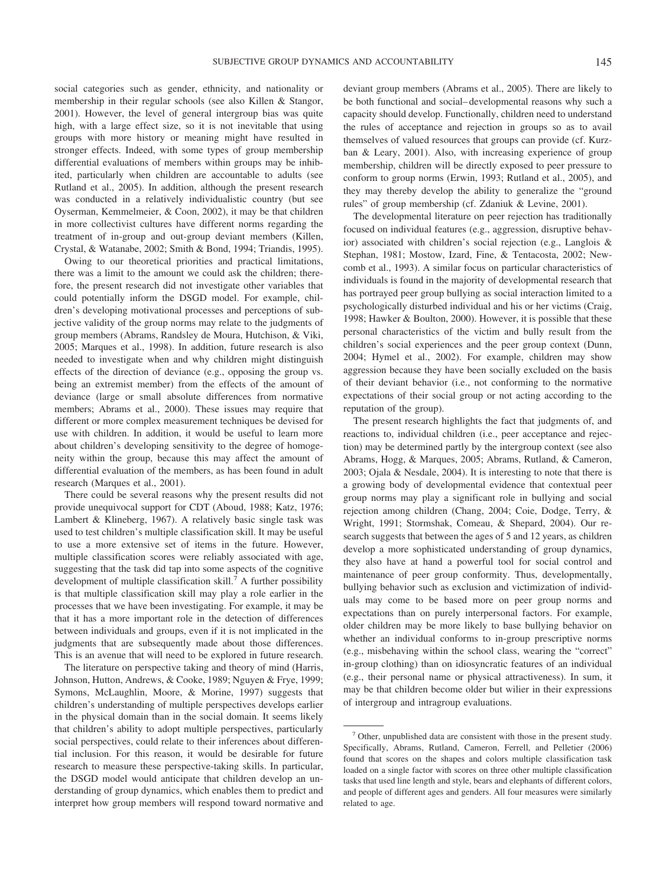social categories such as gender, ethnicity, and nationality or membership in their regular schools (see also Killen & Stangor, 2001). However, the level of general intergroup bias was quite high, with a large effect size, so it is not inevitable that using groups with more history or meaning might have resulted in stronger effects. Indeed, with some types of group membership differential evaluations of members within groups may be inhibited, particularly when children are accountable to adults (see Rutland et al., 2005). In addition, although the present research was conducted in a relatively individualistic country (but see Oyserman, Kemmelmeier, & Coon, 2002), it may be that children in more collectivist cultures have different norms regarding the treatment of in-group and out-group deviant members (Killen, Crystal, & Watanabe, 2002; Smith & Bond, 1994; Triandis, 1995).

Owing to our theoretical priorities and practical limitations, there was a limit to the amount we could ask the children; therefore, the present research did not investigate other variables that could potentially inform the DSGD model. For example, children's developing motivational processes and perceptions of subjective validity of the group norms may relate to the judgments of group members (Abrams, Randsley de Moura, Hutchison, & Viki, 2005; Marques et al., 1998). In addition, future research is also needed to investigate when and why children might distinguish effects of the direction of deviance (e.g., opposing the group vs. being an extremist member) from the effects of the amount of deviance (large or small absolute differences from normative members; Abrams et al., 2000). These issues may require that different or more complex measurement techniques be devised for use with children. In addition, it would be useful to learn more about children's developing sensitivity to the degree of homogeneity within the group, because this may affect the amount of differential evaluation of the members, as has been found in adult research (Marques et al., 2001).

There could be several reasons why the present results did not provide unequivocal support for CDT (Aboud, 1988; Katz, 1976; Lambert & Klineberg, 1967). A relatively basic single task was used to test children's multiple classification skill. It may be useful to use a more extensive set of items in the future. However, multiple classification scores were reliably associated with age, suggesting that the task did tap into some aspects of the cognitive development of multiple classification skill.[7] A further possibility is that multiple classification skill may play a role earlier in the processes that we have been investigating. For example, it may be that it has a more important role in the detection of differences between individuals and groups, even if it is not implicated in the judgments that are subsequently made about those differences. This is an avenue that will need to be explored in future research.

The literature on perspective taking and theory of mind (Harris, Johnson, Hutton, Andrews, & Cooke, 1989; Nguyen & Frye, 1999; Symons, McLaughlin, Moore, & Morine, 1997) suggests that children's understanding of multiple perspectives develops earlier in the physical domain than in the social domain. It seems likely that children's ability to adopt multiple perspectives, particularly social perspectives, could relate to their inferences about differential inclusion. For this reason, it would be desirable for future research to measure these perspective-taking skills. In particular, the DSGD model would anticipate that children develop an understanding of group dynamics, which enables them to predict and interpret how group members will respond toward normative and deviant group members (Abrams et al., 2005). There are likely to be both functional and social–developmental reasons why such a capacity should develop. Functionally, children need to understand the rules of acceptance and rejection in groups so as to avail themselves of valued resources that groups can provide (cf. Kurzban & Leary, 2001). Also, with increasing experience of group membership, children will be directly exposed to peer pressure to conform to group norms (Erwin, 1993; Rutland et al., 2005), and they may thereby develop the ability to generalize the "ground rules" of group membership (cf. Zdaniuk & Levine, 2001).

The developmental literature on peer rejection has traditionally focused on individual features (e.g., aggression, disruptive behavior) associated with children's social rejection (e.g., Langlois & Stephan, 1981; Mostow, Izard, Fine, & Tentacosta, 2002; Newcomb et al., 1993). A similar focus on particular characteristics of individuals is found in the majority of developmental research that has portrayed peer group bullying as social interaction limited to a psychologically disturbed individual and his or her victims (Craig, 1998; Hawker & Boulton, 2000). However, it is possible that these personal characteristics of the victim and bully result from the children's social experiences and the peer group context (Dunn, 2004; Hymel et al., 2002). For example, children may show aggression because they have been socially excluded on the basis of their deviant behavior (i.e., not conforming to the normative expectations of their social group or not acting according to the reputation of the group).

The present research highlights the fact that judgments of, and reactions to, individual children (i.e., peer acceptance and rejection) may be determined partly by the intergroup context (see also Abrams, Hogg, & Marques, 2005; Abrams, Rutland, & Cameron, 2003; Ojala & Nesdale, 2004). It is interesting to note that there is a growing body of developmental evidence that contextual peer group norms may play a significant role in bullying and social rejection among children (Chang, 2004; Coie, Dodge, Terry, & Wright, 1991; Stormshak, Comeau, & Shepard, 2004). Our research suggests that between the ages of 5 and 12 years, as children develop a more sophisticated understanding of group dynamics, they also have at hand a powerful tool for social control and maintenance of peer group conformity. Thus, developmentally, bullying behavior such as exclusion and victimization of individuals may come to be based more on peer group norms and expectations than on purely interpersonal factors. For example, older children may be more likely to base bullying behavior on whether an individual conforms to in-group prescriptive norms (e.g., misbehaving within the school class, wearing the "correct" in-group clothing) than on idiosyncratic features of an individual (e.g., their personal name or physical attractiveness). In sum, it may be that children become older but wilier in their expressions of intergroup and intragroup evaluations.

---

[7] Other, unpublished data are consistent with those in the present study. Specifically, Abrams, Rutland, Cameron, Ferrell, and Pelletier (2006) found that scores on the shapes and colors multiple classification task loaded on a single factor with scores on three other multiple classification tasks that used line length and style, bears and elephants of different colors, and people of different ages and genders. All four measures were similarly related to age.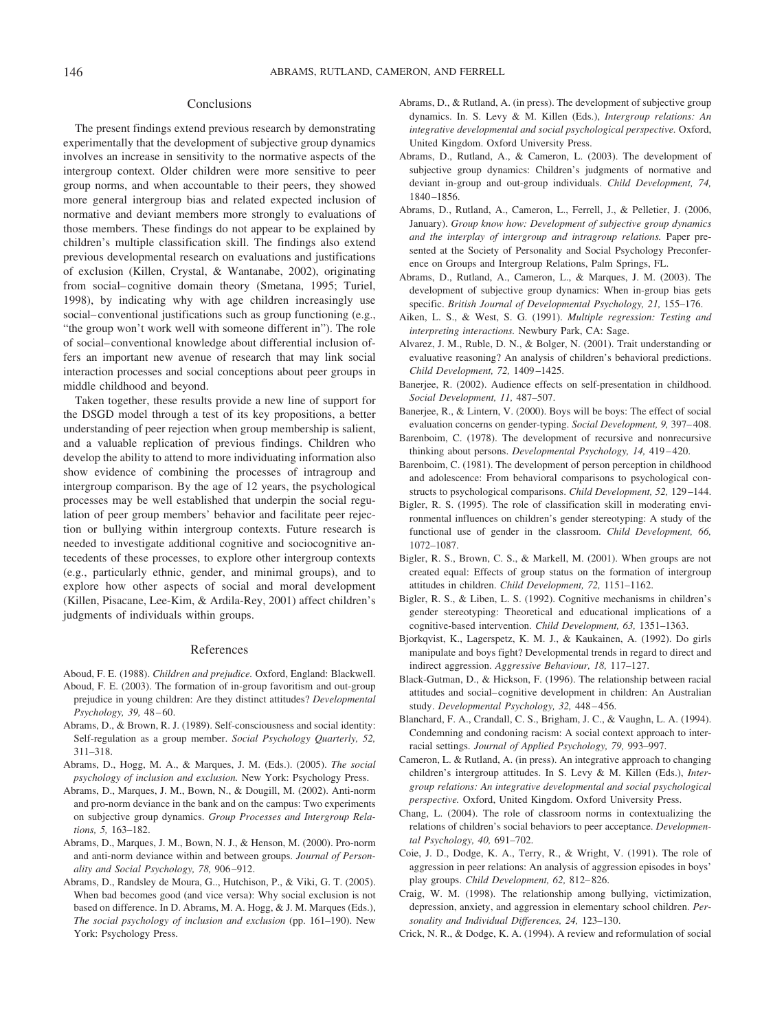## Conclusions

The present findings extend previous research by demonstrating experimentally that the development of subjective group dynamics involves an increase in sensitivity to the normative aspects of the intergroup context. Older children were more sensitive to peer group norms, and when accountable to their peers, they showed more general intergroup bias and related expected inclusion of normative and deviant members more strongly to evaluations of those members. These findings do not appear to be explained by children's multiple classification skill. The findings also extend previous developmental research on evaluations and justifications of exclusion (Killen, Crystal, & Wantanabe, 2002), originating from social–cognitive domain theory (Smetana, 1995; Turiel, 1998), by indicating why with age children increasingly use social–conventional justifications such as group functioning (e.g., "the group won't work well with someone different in"). The role of social–conventional knowledge about differential inclusion offers an important new avenue of research that may link social interaction processes and social conceptions about peer groups in middle childhood and beyond.

Taken together, these results provide a new line of support for the DSGD model through a test of its key propositions, a better understanding of peer rejection when group membership is salient, and a valuable replication of previous findings. Children who develop the ability to attend to more individuating information also show evidence of combining the processes of intragroup and intergroup comparison. By the age of 12 years, the psychological processes may be well established that underpin the social regulation of peer group members' behavior and facilitate peer rejection or bullying within intergroup contexts. Future research is needed to investigate additional cognitive and sociocognitive antecedents of these processes, to explore other intergroup contexts (e.g., particularly ethnic, gender, and minimal groups), and to explore how other aspects of social and moral development (Killen, Pisacane, Lee-Kim, & Ardila-Rey, 2001) affect children's judgments of individuals within groups.

## References

Aboud, F. E. (1988). *Children and prejudice.* Oxford, England: Blackwell.

Aboud, F. E. (2003). The formation of in-group favoritism and out-group prejudice in young children: Are they distinct attitudes? *Developmental Psychology, 39,* 48–60.

Abrams, D., & Brown, R. J. (1989). Self-consciousness and social identity: Self-regulation as a group member. *Social Psychology Quarterly, 52,* 311–318.

Abrams, D., Hogg, M. A., & Marques, J. M. (Eds.). (2005). *The social psychology of inclusion and exclusion.* New York: Psychology Press.

Abrams, D., Marques, J. M., Bown, N., & Dougill, M. (2002). Anti-norm and pro-norm deviance in the bank and on the campus: Two experiments on subjective group dynamics. *Group Processes and Intergroup Relations, 5,* 163–182.

Abrams, D., Marques, J. M., Bown, N. J., & Henson, M. (2000). Pro-norm and anti-norm deviance within and between groups. *Journal of Personality and Social Psychology, 78,* 906–912.

Abrams, D., Randsley de Moura, G.., Hutchison, P., & Viki, G. T. (2005). When bad becomes good (and vice versa): Why social exclusion is not based on difference. In D. Abrams, M. A. Hogg, & J. M. Marques (Eds.), *The social psychology of inclusion and exclusion* (pp. 161–190). New York: Psychology Press.

Abrams, D., & Rutland, A. (in press). The development of subjective group dynamics. In. S. Levy & M. Killen (Eds.), *Intergroup relations: An integrative developmental and social psychological perspective.* Oxford, United Kingdom. Oxford University Press.

Abrams, D., Rutland, A., & Cameron, L. (2003). The development of subjective group dynamics: Children's judgments of normative and deviant in-group and out-group individuals. *Child Development, 74,* 1840–1856.

Abrams, D., Rutland, A., Cameron, L., Ferrell, J., & Pelletier, J. (2006, January). *Group know how: Development of subjective group dynamics and the interplay of intergroup and intragroup relations.* Paper presented at the Society of Personality and Social Psychology Preconference on Groups and Intergroup Relations, Palm Springs, FL.

Abrams, D., Rutland, A., Cameron, L., & Marques, J. M. (2003). The development of subjective group dynamics: When in-group bias gets specific. *British Journal of Developmental Psychology, 21,* 155–176.

Aiken, L. S., & West, S. G. (1991). *Multiple regression: Testing and interpreting interactions.* Newbury Park, CA: Sage.

Alvarez, J. M., Ruble, D. N., & Bolger, N. (2001). Trait understanding or evaluative reasoning? An analysis of children's behavioral predictions. *Child Development, 72,* 1409–1425.

Banerjee, R. (2002). Audience effects on self-presentation in childhood. *Social Development, 11,* 487–507.

Banerjee, R., & Lintern, V. (2000). Boys will be boys: The effect of social evaluation concerns on gender-typing. *Social Development, 9,* 397–408.

Barenboim, C. (1978). The development of recursive and nonrecursive thinking about persons. *Developmental Psychology, 14,* 419–420.

Barenboim, C. (1981). The development of person perception in childhood and adolescence: From behavioral comparisons to psychological constructs to psychological comparisons. *Child Development, 52,* 129–144.

Bigler, R. S. (1995). The role of classification skill in moderating environmental influences on children's gender stereotyping: A study of the functional use of gender in the classroom. *Child Development, 66,* 1072–1087.

Bigler, R. S., Brown, C. S., & Markell, M. (2001). When groups are not created equal: Effects of group status on the formation of intergroup attitudes in children. *Child Development, 72,* 1151–1162.

Bigler, R. S., & Liben, L. S. (1992). Cognitive mechanisms in children's gender stereotyping: Theoretical and educational implications of a cognitive-based intervention. *Child Development, 63,* 1351–1363.

Bjorkqvist, K., Lagerspetz, K. M. J., & Kaukainen, A. (1992). Do girls manipulate and boys fight? Developmental trends in regard to direct and indirect aggression. *Aggressive Behaviour, 18,* 117–127.

Black-Gutman, D., & Hickson, F. (1996). The relationship between racial attitudes and social–cognitive development in children: An Australian study. *Developmental Psychology, 32,* 448–456.

Blanchard, F. A., Crandall, C. S., Brigham, J. C., & Vaughn, L. A. (1994). Condemning and condoning racism: A social context approach to interracial settings. *Journal of Applied Psychology, 79,* 993–997.

Cameron, L. & Rutland, A. (in press). An integrative approach to changing children's intergroup attitudes. In S. Levy & M. Killen (Eds.), *Intergroup relations: An integrative developmental and social psychological perspective.* Oxford, United Kingdom. Oxford University Press.

Chang, L. (2004). The role of classroom norms in contextualizing the relations of children's social behaviors to peer acceptance. *Developmental Psychology, 40,* 691–702.

Coie, J. D., Dodge, K. A., Terry, R., & Wright, V. (1991). The role of aggression in peer relations: An analysis of aggression episodes in boys' play groups. *Child Development, 62,* 812–826.

Craig, W. M. (1998). The relationship among bullying, victimization, depression, anxiety, and aggression in elementary school children. *Personality and Individual Differences, 24,* 123–130.

Crick, N. R., & Dodge, K. A. (1994). A review and reformulation of social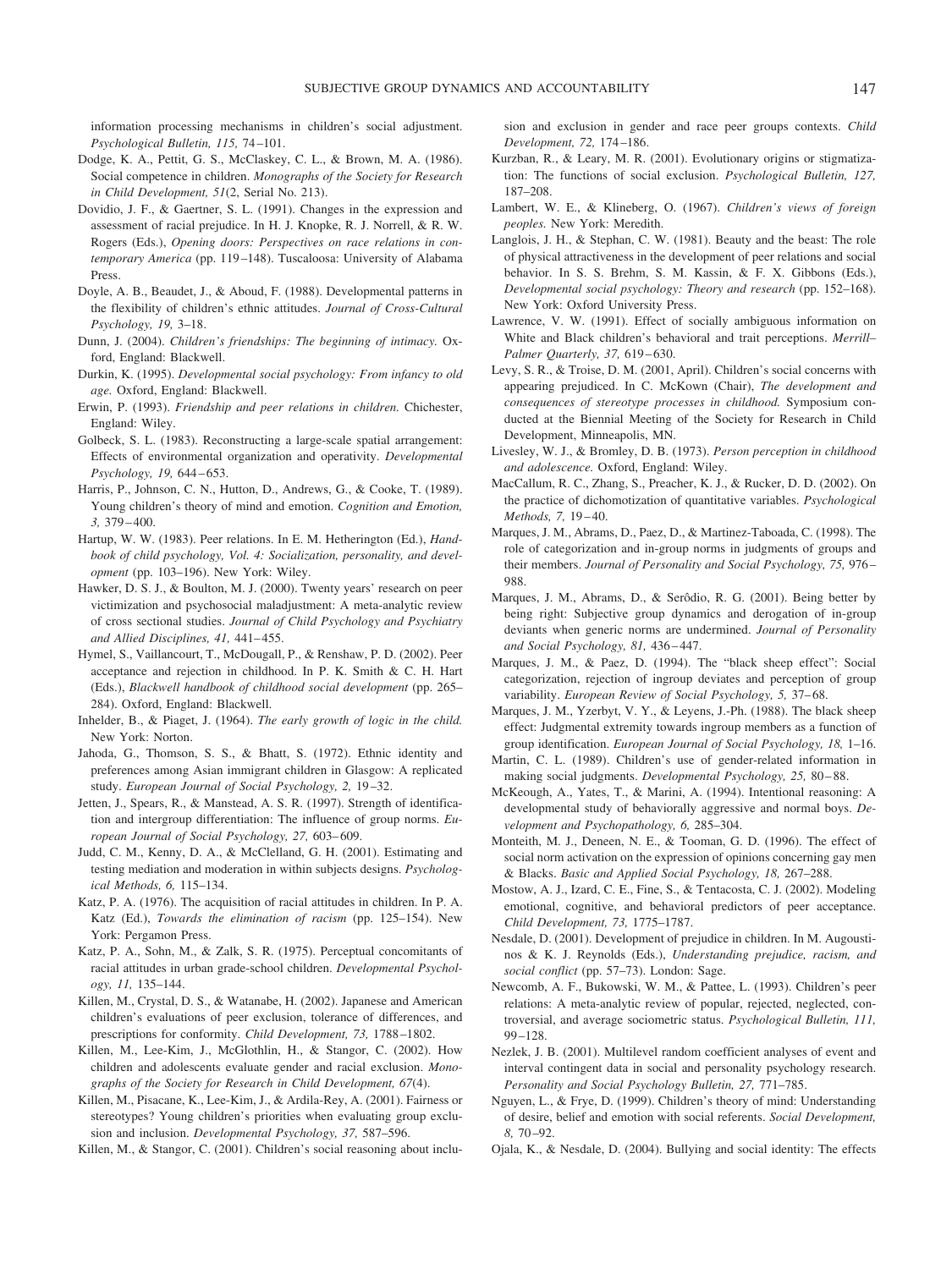information processing mechanisms in children's social adjustment. *Psychological Bulletin, 115,* 74–101.

Dodge, K. A., Pettit, G. S., McClaskey, C. L., & Brown, M. A. (1986). Social competence in children. *Monographs of the Society for Research in Child Development, 51*(2, Serial No. 213).

Dovidio, J. F., & Gaertner, S. L. (1991). Changes in the expression and assessment of racial prejudice. In H. J. Knopke, R. J. Norrell, & R. W. Rogers (Eds.), *Opening doors: Perspectives on race relations in contemporary America* (pp. 119–148). Tuscaloosa: University of Alabama Press.

Doyle, A. B., Beaudet, J., & Aboud, F. (1988). Developmental patterns in the flexibility of children's ethnic attitudes. *Journal of Cross-Cultural Psychology, 19,* 3–18.

Dunn, J. (2004). *Children's friendships: The beginning of intimacy.* Oxford, England: Blackwell.

Durkin, K. (1995). *Developmental social psychology: From infancy to old age.* Oxford, England: Blackwell.

Erwin, P. (1993). *Friendship and peer relations in children.* Chichester, England: Wiley.

Golbeck, S. L. (1983). Reconstructing a large-scale spatial arrangement: Effects of environmental organization and operativity. *Developmental Psychology, 19,* 644–653.

Harris, P., Johnson, C. N., Hutton, D., Andrews, G., & Cooke, T. (1989). Young children's theory of mind and emotion. *Cognition and Emotion, 3,* 379–400.

Hartup, W. W. (1983). Peer relations. In E. M. Hetherington (Ed.), *Handbook of child psychology, Vol. 4: Socialization, personality, and development* (pp. 103–196). New York: Wiley.

Hawker, D. S. J., & Boulton, M. J. (2000). Twenty years' research on peer victimization and psychosocial maladjustment: A meta-analytic review of cross sectional studies. *Journal of Child Psychology and Psychiatry and Allied Disciplines, 41,* 441–455.

Hymel, S., Vaillancourt, T., McDougall, P., & Renshaw, P. D. (2002). Peer acceptance and rejection in childhood. In P. K. Smith & C. H. Hart (Eds.), *Blackwell handbook of childhood social development* (pp. 265–284). Oxford, England: Blackwell.

Inhelder, B., & Piaget, J. (1964). *The early growth of logic in the child.* New York: Norton.

Jahoda, G., Thomson, S. S., & Bhatt, S. (1972). Ethnic identity and preferences among Asian immigrant children in Glasgow: A replicated study. *European Journal of Social Psychology, 2,* 19–32.

Jetten, J., Spears, R., & Manstead, A. S. R. (1997). Strength of identification and intergroup differentiation: The influence of group norms. *European Journal of Social Psychology, 27,* 603–609.

Judd, C. M., Kenny, D. A., & McClelland, G. H. (2001). Estimating and testing mediation and moderation in within subjects designs. *Psychological Methods, 6,* 115–134.

Katz, P. A. (1976). The acquisition of racial attitudes in children. In P. A. Katz (Ed.), *Towards the elimination of racism* (pp. 125–154). New York: Pergamon Press.

Katz, P. A., Sohn, M., & Zalk, S. R. (1975). Perceptual concomitants of racial attitudes in urban grade-school children. *Developmental Psychology, 11,* 135–144.

Killen, M., Crystal, D. S., & Watanabe, H. (2002). Japanese and American children's evaluations of peer exclusion, tolerance of differences, and prescriptions for conformity. *Child Development, 73,* 1788–1802.

Killen, M., Lee-Kim, J., McGlothlin, H., & Stangor, C. (2002). How children and adolescents evaluate gender and racial exclusion. *Monographs of the Society for Research in Child Development, 67*(4).

Killen, M., Pisacane, K., Lee-Kim, J., & Ardila-Rey, A. (2001). Fairness or stereotypes? Young children's priorities when evaluating group exclusion and inclusion. *Developmental Psychology, 37,* 587–596.

Killen, M., & Stangor, C. (2001). Children's social reasoning about inclusion and exclusion in gender and race peer groups contexts. *Child Development, 72,* 174–186.

Kurzban, R., & Leary, M. R. (2001). Evolutionary origins or stigmatization: The functions of social exclusion. *Psychological Bulletin, 127,* 187–208.

Lambert, W. E., & Klineberg, O. (1967). *Children's views of foreign peoples.* New York: Meredith.

Langlois, J. H., & Stephan, C. W. (1981). Beauty and the beast: The role of physical attractiveness in the development of peer relations and social behavior. In S. S. Brehm, S. M. Kassin, & F. X. Gibbons (Eds.), *Developmental social psychology: Theory and research* (pp. 152–168). New York: Oxford University Press.

Lawrence, V. W. (1991). Effect of socially ambiguous information on White and Black children's behavioral and trait perceptions. *Merrill–Palmer Quarterly, 37,* 619–630.

Levy, S. R., & Troise, D. M. (2001, April). Children's social concerns with appearing prejudiced. In C. McKown (Chair), *The development and consequences of stereotype processes in childhood.* Symposium conducted at the Biennial Meeting of the Society for Research in Child Development, Minneapolis, MN.

Livesley, W. J., & Bromley, D. B. (1973). *Person perception in childhood and adolescence.* Oxford, England: Wiley.

MacCallum, R. C., Zhang, S., Preacher, K. J., & Rucker, D. D. (2002). On the practice of dichotomization of quantitative variables. *Psychological Methods, 7,* 19–40.

Marques, J. M., Abrams, D., Paez, D., & Martinez-Taboada, C. (1998). The role of categorization and in-group norms in judgments of groups and their members. *Journal of Personality and Social Psychology, 75,* 976–988.

Marques, J. M., Abrams, D., & Serôdio, R. G. (2001). Being better by being right: Subjective group dynamics and derogation of in-group deviants when generic norms are undermined. *Journal of Personality and Social Psychology, 81,* 436–447.

Marques, J. M., & Paez, D. (1994). The "black sheep effect": Social categorization, rejection of ingroup deviates and perception of group variability. *European Review of Social Psychology, 5,* 37–68.

Marques, J. M., Yzerbyt, V. Y., & Leyens, J.-Ph. (1988). The black sheep effect: Judgmental extremity towards ingroup members as a function of group identification. *European Journal of Social Psychology, 18,* 1–16.

Martin, C. L. (1989). Children's use of gender-related information in making social judgments. *Developmental Psychology, 25,* 80–88.

McKeough, A., Yates, T., & Marini, A. (1994). Intentional reasoning: A developmental study of behaviorally aggressive and normal boys. *Development and Psychopathology, 6,* 285–304.

Monteith, M. J., Deneen, N. E., & Tooman, G. D. (1996). The effect of social norm activation on the expression of opinions concerning gay men & Blacks. *Basic and Applied Social Psychology, 18,* 267–288.

Mostow, A. J., Izard, C. E., Fine, S., & Tentacosta, C. J. (2002). Modeling emotional, cognitive, and behavioral predictors of peer acceptance. *Child Development, 73,* 1775–1787.

Nesdale, D. (2001). Development of prejudice in children. In M. Augoustinos & K. J. Reynolds (Eds.), *Understanding prejudice, racism, and social conflict* (pp. 57–73). London: Sage.

Newcomb, A. F., Bukowski, W. M., & Pattee, L. (1993). Children's peer relations: A meta-analytic review of popular, rejected, neglected, controversial, and average sociometric status. *Psychological Bulletin, 111,* 99–128.

Nezlek, J. B. (2001). Multilevel random coefficient analyses of event and interval contingent data in social and personality psychology research. *Personality and Social Psychology Bulletin, 27,* 771–785.

Nguyen, L., & Frye, D. (1999). Children's theory of mind: Understanding of desire, belief and emotion with social referents. *Social Development, 8,* 70–92.

Ojala, K., & Nesdale, D. (2004). Bullying and social identity: The effects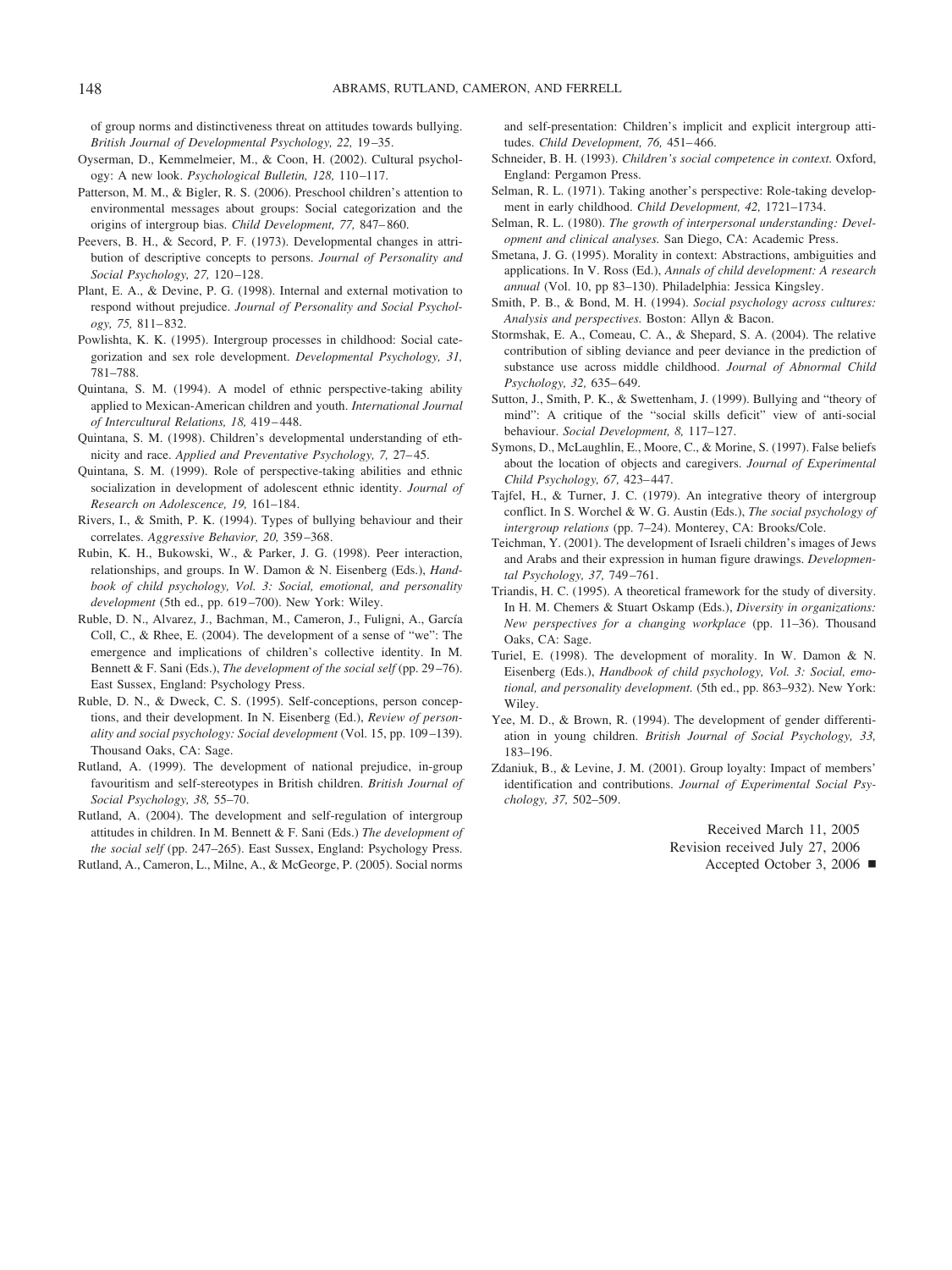of group norms and distinctiveness threat on attitudes towards bullying. *British Journal of Developmental Psychology, 22,* 19–35.

Oyserman, D., Kemmelmeier, M., & Coon, H. (2002). Cultural psychology: A new look. *Psychological Bulletin, 128,* 110–117.

Patterson, M. M., & Bigler, R. S. (2006). Preschool children's attention to environmental messages about groups: Social categorization and the origins of intergroup bias. *Child Development, 77,* 847–860.

Peevers, B. H., & Secord, P. F. (1973). Developmental changes in attribution of descriptive concepts to persons. *Journal of Personality and Social Psychology, 27,* 120–128.

Plant, E. A., & Devine, P. G. (1998). Internal and external motivation to respond without prejudice. *Journal of Personality and Social Psychology, 75,* 811–832.

Powlishta, K. K. (1995). Intergroup processes in childhood: Social categorization and sex role development. *Developmental Psychology, 31,* 781–788.

Quintana, S. M. (1994). A model of ethnic perspective-taking ability applied to Mexican-American children and youth. *International Journal of Intercultural Relations, 18,* 419–448.

Quintana, S. M. (1998). Children's developmental understanding of ethnicity and race. *Applied and Preventative Psychology, 7,* 27–45.

Quintana, S. M. (1999). Role of perspective-taking abilities and ethnic socialization in development of adolescent ethnic identity. *Journal of Research on Adolescence, 19,* 161–184.

Rivers, I., & Smith, P. K. (1994). Types of bullying behaviour and their correlates. *Aggressive Behavior, 20,* 359–368.

Rubin, K. H., Bukowski, W., & Parker, J. G. (1998). Peer interaction, relationships, and groups. In W. Damon & N. Eisenberg (Eds.), *Handbook of child psychology, Vol. 3: Social, emotional, and personality development* (5th ed., pp. 619–700). New York: Wiley.

Ruble, D. N., Alvarez, J., Bachman, M., Cameron, J., Fuligni, A., García Coll, C., & Rhee, E. (2004). The development of a sense of "we": The emergence and implications of children's collective identity. In M. Bennett & F. Sani (Eds.), *The development of the social self* (pp. 29–76). East Sussex, England: Psychology Press.

Ruble, D. N., & Dweck, C. S. (1995). Self-conceptions, person conceptions, and their development. In N. Eisenberg (Ed.), *Review of personality and social psychology: Social development* (Vol. 15, pp. 109–139). Thousand Oaks, CA: Sage.

Rutland, A. (1999). The development of national prejudice, in-group favouritism and self-stereotypes in British children. *British Journal of Social Psychology, 38,* 55–70.

Rutland, A. (2004). The development and self-regulation of intergroup attitudes in children. In M. Bennett & F. Sani (Eds.) *The development of the social self* (pp. 247–265). East Sussex, England: Psychology Press.

Rutland, A., Cameron, L., Milne, A., & McGeorge, P. (2005). Social norms and self-presentation: Children's implicit and explicit intergroup attitudes. *Child Development, 76,* 451–466.

Schneider, B. H. (1993). *Children's social competence in context.* Oxford, England: Pergamon Press.

Selman, R. L. (1971). Taking another's perspective: Role-taking development in early childhood. *Child Development, 42,* 1721–1734.

Selman, R. L. (1980). *The growth of interpersonal understanding: Development and clinical analyses.* San Diego, CA: Academic Press.

Smetana, J. G. (1995). Morality in context: Abstractions, ambiguities and applications. In V. Ross (Ed.), *Annals of child development: A research annual* (Vol. 10, pp 83–130). Philadelphia: Jessica Kingsley.

Smith, P. B., & Bond, M. H. (1994). *Social psychology across cultures: Analysis and perspectives.* Boston: Allyn & Bacon.

Stormshak, E. A., Comeau, C. A., & Shepard, S. A. (2004). The relative contribution of sibling deviance and peer deviance in the prediction of substance use across middle childhood. *Journal of Abnormal Child Psychology, 32,* 635–649.

Sutton, J., Smith, P. K., & Swettenham, J. (1999). Bullying and "theory of mind": A critique of the "social skills deficit" view of anti-social behaviour. *Social Development, 8,* 117–127.

Symons, D., McLaughlin, E., Moore, C., & Morine, S. (1997). False beliefs about the location of objects and caregivers. *Journal of Experimental Child Psychology, 67,* 423–447.

Tajfel, H., & Turner, J. C. (1979). An integrative theory of intergroup conflict. In S. Worchel & W. G. Austin (Eds.), *The social psychology of intergroup relations* (pp. 7–24). Monterey, CA: Brooks/Cole.

Teichman, Y. (2001). The development of Israeli children's images of Jews and Arabs and their expression in human figure drawings. *Developmental Psychology, 37,* 749–761.

Triandis, H. C. (1995). A theoretical framework for the study of diversity. In H. M. Chemers & Stuart Oskamp (Eds.), *Diversity in organizations: New perspectives for a changing workplace* (pp. 11–36). Thousand Oaks, CA: Sage.

Turiel, E. (1998). The development of morality. In W. Damon & N. Eisenberg (Eds.), *Handbook of child psychology, Vol. 3: Social, emotional, and personality development.* (5th ed., pp. 863–932). New York: Wiley.

Yee, M. D., & Brown, R. (1994). The development of gender differentiation in young children. *British Journal of Social Psychology, 33,* 183–196.

Zdaniuk, B., & Levine, J. M. (2001). Group loyalty: Impact of members' identification and contributions. *Journal of Experimental Social Psychology, 37,* 502–509.

Received March 11, 2005
Revision received July 27, 2006
Accepted October 3, 2006 ■